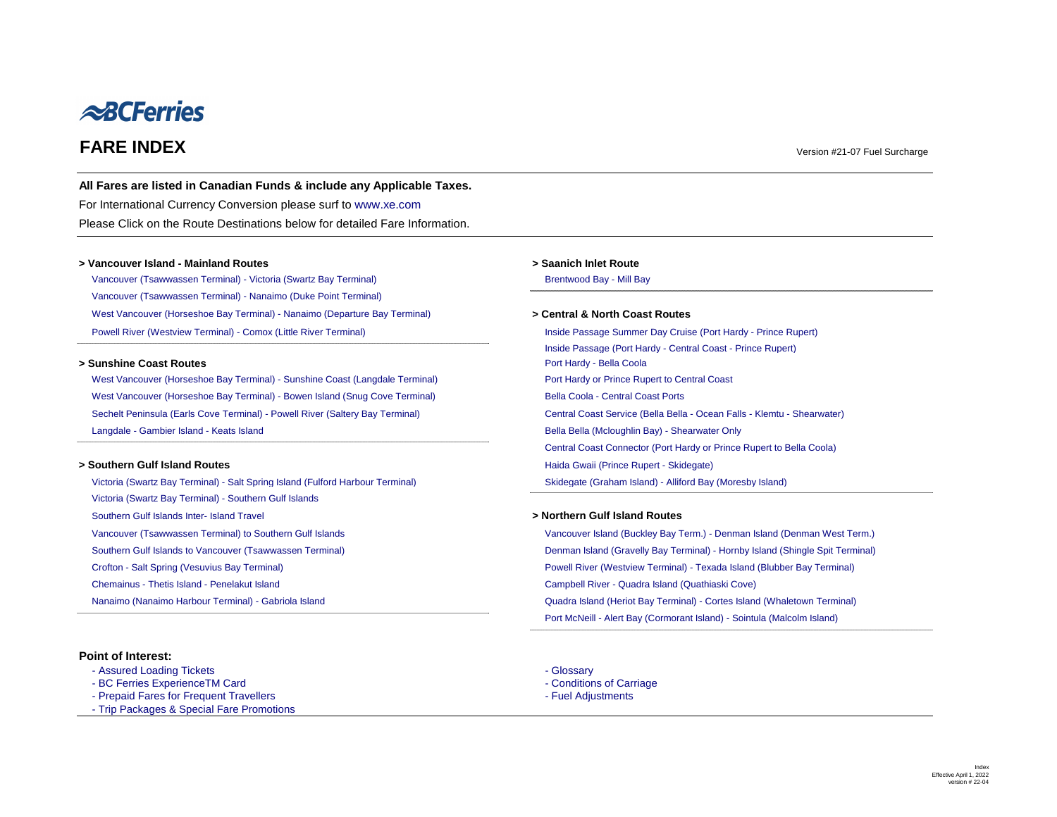# BCFerries

## FARE INDEX

Version #21-07 Fuel Surcharge

**All Fares are listed in Canadian Funds & include any Applicable Taxes.**

For International Currency Conversion please surf to www.xe.com

Please Click on the Route Destinations below for detailed Fare Information.

### > Vancouver Island - Mainland Routes

- Vancouver (Tsawwassen Terminal) - Victoria (Swartz Bay Terminal)
- Vancouver (Tsawwassen Terminal) - Nanaimo (Duke Point Terminal)
- West Vancouver (Horseshoe Bay Terminal) - Nanaimo (Departure Bay Terminal)
- Powell River (Westview Terminal) - Comox (Little River Terminal)

### > Sunshine Coast Routes

- West Vancouver (Horseshoe Bay Terminal) - Sunshine Coast (Langdale Terminal)
- West Vancouver (Horseshoe Bay Terminal) - Bowen Island (Snug Cove Terminal)
- Sechelt Peninsula (Earls Cove Terminal) - Powell River (Saltery Bay Terminal)
- Langdale - Gambier Island - Keats Island

### > Southern Gulf Island Routes

- Victoria (Swartz Bay Terminal) - Salt Spring Island (Fulford Harbour Terminal)
- Victoria (Swartz Bay Terminal) - Southern Gulf Islands
- Southern Gulf Islands Inter- Island Travel
- Vancouver (Tsawwassen Terminal) to Southern Gulf Islands
- Southern Gulf Islands to Vancouver (Tsawwassen Terminal)
- Crofton - Salt Spring (Vesuvius Bay Terminal)
- Chemainus - Thetis Island - Penelakut Island
- Nanaimo (Nanaimo Harbour Terminal) - Gabriola Island

### > Saanich Inlet Route

- Brentwood Bay - Mill Bay

### > Central & North Coast Routes

- Inside Passage Summer Day Cruise (Port Hardy - Prince Rupert)
- Inside Passage (Port Hardy - Central Coast - Prince Rupert)
- Port Hardy - Bella Coola
- Port Hardy or Prince Rupert to Central Coast
- Bella Coola - Central Coast Ports
- Central Coast Service (Bella Bella - Ocean Falls - Klemtu - Shearwater)
- Bella Bella (Mcloughlin Bay) - Shearwater Only
- Central Coast Connector (Port Hardy or Prince Rupert to Bella Coola)
- Haida Gwaii (Prince Rupert - Skidegate)
- Skidegate (Graham Island) - Alliford Bay (Moresby Island)

### > Northern Gulf Island Routes

- Vancouver Island (Buckley Bay Term.) - Denman Island (Denman West Term.)
- Denman Island (Gravelly Bay Terminal) - Hornby Island (Shingle Spit Terminal)
- Powell River (Westview Terminal) - Texada Island (Blubber Bay Terminal)
- Campbell River - Quadra Island (Quathiaski Cove)
- Quadra Island (Heriot Bay Terminal) - Cortes Island (Whaletown Terminal)
- Port McNeill - Alert Bay (Cormorant Island) - Sointula (Malcolm Island)

### Point of Interest:

- Assured Loading Tickets
- BC Ferries ExperienceTM Card
- Prepaid Fares for Frequent Travellers
- Trip Packages & Special Fare Promotions
- Glossary
- Conditions of Carriage
- Fuel Adjustments

Index
Effective April 1, 2022
version # 22-04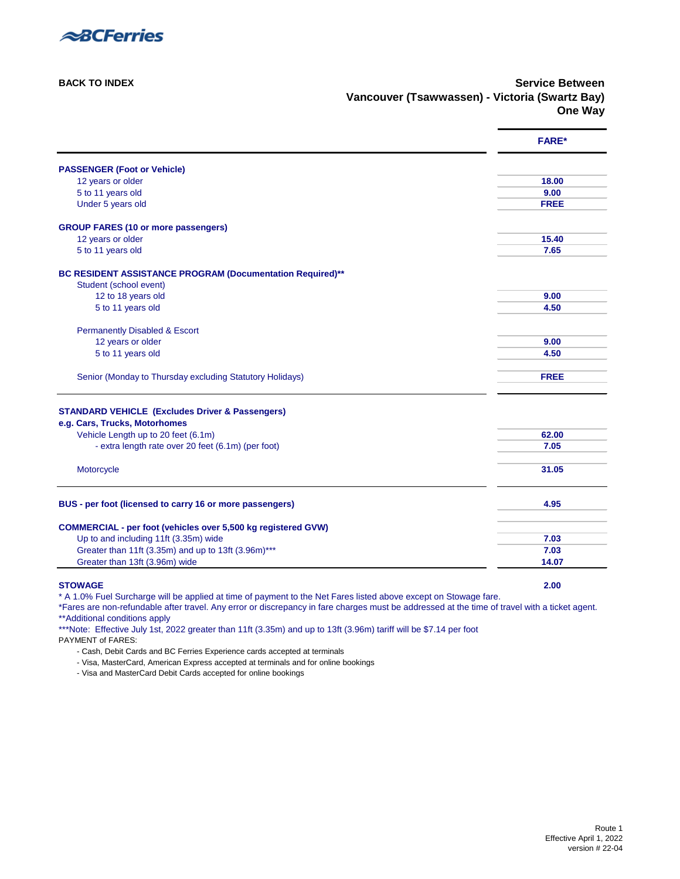BCFerries

BACK TO INDEX

## Service Between Vancouver (Tsawwassen) - Victoria (Swartz Bay) One Way

| | FARE* |
|---|---|
| **PASSENGER (Foot or Vehicle)** | |
| 12 years or older | 18.00 |
| 5 to 11 years old | 9.00 |
| Under 5 years old | FREE |
| **GROUP FARES (10 or more passengers)** | |
| 12 years or older | 15.40 |
| 5 to 11 years old | 7.65 |
| **BC RESIDENT ASSISTANCE PROGRAM (Documentation Required)**** | |
| Student (school event) | |
| 12 to 18 years old | 9.00 |
| 5 to 11 years old | 4.50 |
| Permanently Disabled & Escort | |
| 12 years or older | 9.00 |
| 5 to 11 years old | 4.50 |
| Senior (Monday to Thursday excluding Statutory Holidays) | FREE |
| **STANDARD VEHICLE (Excludes Driver & Passengers)** | |
| **e.g. Cars, Trucks, Motorhomes** | |
| Vehicle Length up to 20 feet (6.1m) | 62.00 |
| - extra length rate over 20 feet (6.1m) (per foot) | 7.05 |
| Motorcycle | 31.05 |
| **BUS - per foot (licensed to carry 16 or more passengers)** | 4.95 |
| **COMMERCIAL - per foot (vehicles over 5,500 kg registered GVW)** | |
| Up to and including 11ft (3.35m) wide | 7.03 |
| Greater than 11ft (3.35m) and up to 13ft (3.96m)*** | 7.03 |
| Greater than 13ft (3.96m) wide | 14.07 |
| **STOWAGE** | 2.00 |

\* A 1.0% Fuel Surcharge will be applied at time of payment to the Net Fares listed above except on Stowage fare.

\*Fares are non-refundable after travel. Any error or discrepancy in fare charges must be addressed at the time of travel with a ticket agent.

\*\*Additional conditions apply

\*\*\*Note: Effective July 1st, 2022 greater than 11ft (3.35m) and up to 13ft (3.96m) tariff will be $7.14 per foot

PAYMENT of FARES:

- Cash, Debit Cards and BC Ferries Experience cards accepted at terminals
- Visa, MasterCard, American Express accepted at terminals and for online bookings
- Visa and MasterCard Debit Cards accepted for online bookings

Route 1
Effective April 1, 2022
version # 22-04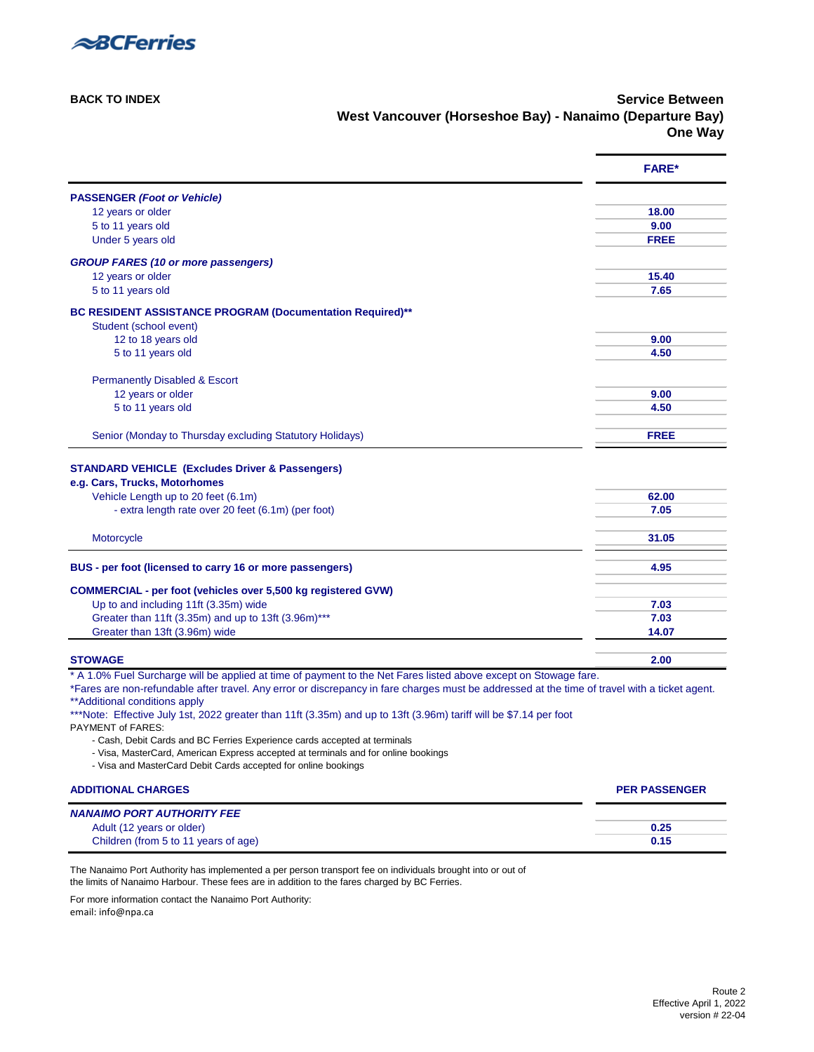BCFerries

**BACK TO INDEX**

## Service Between
## West Vancouver (Horseshoe Bay) - Nanaimo (Departure Bay)
## One Way

| | FARE* |
|---|---|
| **PASSENGER *(Foot or Vehicle)*** | |
| 12 years or older | 18.00 |
| 5 to 11 years old | 9.00 |
| Under 5 years old | FREE |
| ***GROUP FARES (10 or more passengers)*** | |
| 12 years or older | 15.40 |
| 5 to 11 years old | 7.65 |
| **BC RESIDENT ASSISTANCE PROGRAM (Documentation Required)**** | |
| Student (school event) | |
| 12 to 18 years old | 9.00 |
| 5 to 11 years old | 4.50 |
| Permanently Disabled & Escort | |
| 12 years or older | 9.00 |
| 5 to 11 years old | 4.50 |
| Senior (Monday to Thursday excluding Statutory Holidays) | FREE |
| **STANDARD VEHICLE (Excludes Driver & Passengers)** | |
| **e.g. Cars, Trucks, Motorhomes** | |
| Vehicle Length up to 20 feet (6.1m) | 62.00 |
| - extra length rate over 20 feet (6.1m) (per foot) | 7.05 |
| Motorcycle | 31.05 |
| **BUS - per foot (licensed to carry 16 or more passengers)** | 4.95 |
| **COMMERCIAL - per foot (vehicles over 5,500 kg registered GVW)** | |
| Up to and including 11ft (3.35m) wide | 7.03 |
| Greater than 11ft (3.35m) and up to 13ft (3.96m)*** | 7.03 |
| Greater than 13ft (3.96m) wide | 14.07 |
| **STOWAGE** | 2.00 |

* A 1.0% Fuel Surcharge will be applied at time of payment to the Net Fares listed above except on Stowage fare.

*Fares are non-refundable after travel. Any error or discrepancy in fare charges must be addressed at the time of travel with a ticket agent.

**Additional conditions apply

***Note: Effective July 1st, 2022 greater than 11ft (3.35m) and up to 13ft (3.96m) tariff will be $7.14 per foot

PAYMENT of FARES:

- Cash, Debit Cards and BC Ferries Experience cards accepted at terminals
- Visa, MasterCard, American Express accepted at terminals and for online bookings
- Visa and MasterCard Debit Cards accepted for online bookings

| ADDITIONAL CHARGES | PER PASSENGER |
|---|---|
| ***NANAIMO PORT AUTHORITY FEE*** | |
| Adult (12 years or older) | 0.25 |
| Children (from 5 to 11 years of age) | 0.15 |

The Nanaimo Port Authority has implemented a per person transport fee on individuals brought into or out of the limits of Nanaimo Harbour. These fees are in addition to the fares charged by BC Ferries.

For more information contact the Nanaimo Port Authority:
email: info@npa.ca

Route 2
Effective April 1, 2022
version # 22-04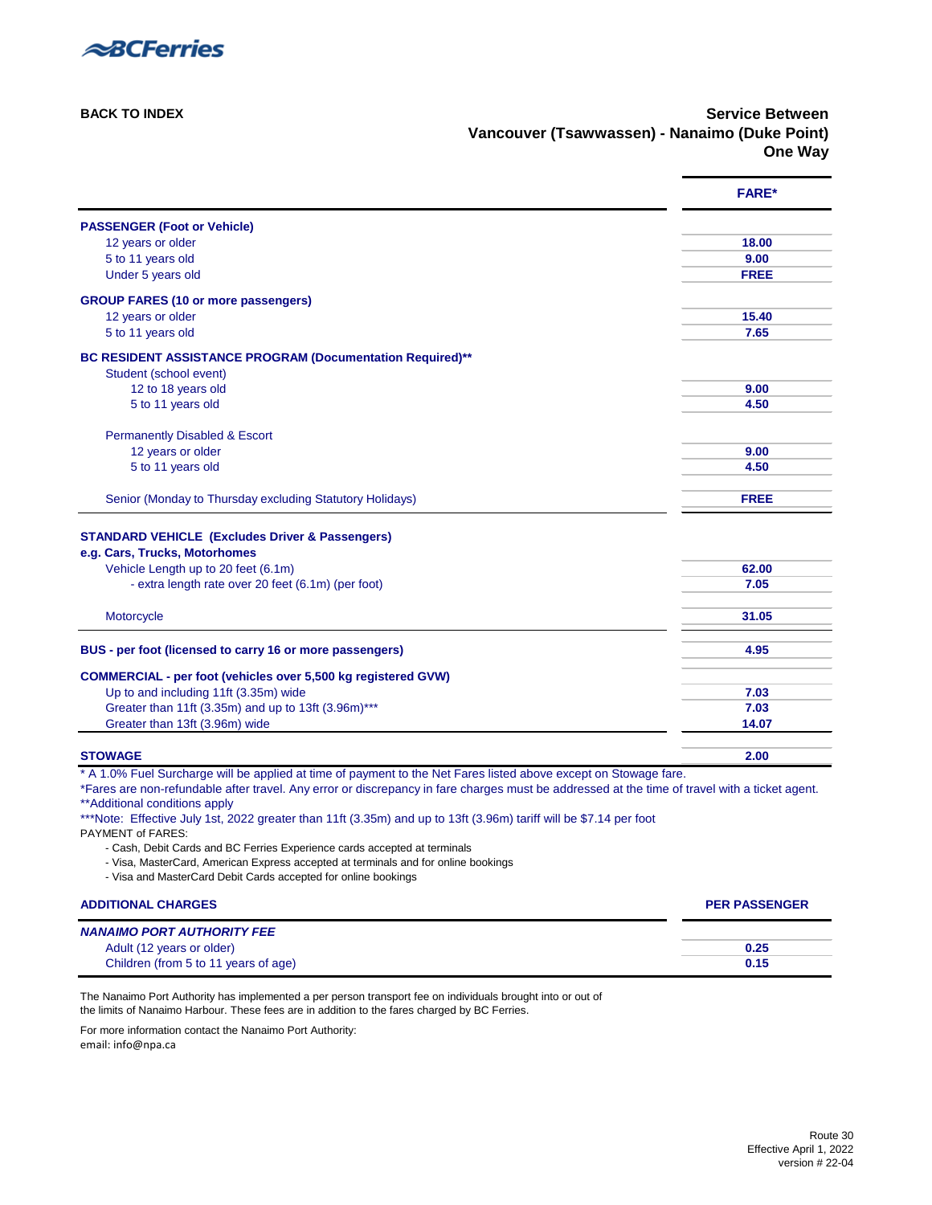BCFerries

**BACK TO INDEX**

**Service Between**
**Vancouver (Tsawwassen) - Nanaimo (Duke Point)**
**One Way**

| | FARE* |
|---|---|
| **PASSENGER (Foot or Vehicle)** | |
| 12 years or older | **18.00** |
| 5 to 11 years old | **9.00** |
| Under 5 years old | **FREE** |
| **GROUP FARES (10 or more passengers)** | |
| 12 years or older | **15.40** |
| 5 to 11 years old | **7.65** |
| **BC RESIDENT ASSISTANCE PROGRAM (Documentation Required)**** | |
| Student (school event) | |
| 12 to 18 years old | **9.00** |
| 5 to 11 years old | **4.50** |
| Permanently Disabled & Escort | |
| 12 years or older | **9.00** |
| 5 to 11 years old | **4.50** |
| Senior (Monday to Thursday excluding Statutory Holidays) | **FREE** |
| **STANDARD VEHICLE (Excludes Driver & Passengers)** | |
| **e.g. Cars, Trucks, Motorhomes** | |
| Vehicle Length up to 20 feet (6.1m) | **62.00** |
| - extra length rate over 20 feet (6.1m) (per foot) | **7.05** |
| Motorcycle | **31.05** |
| **BUS - per foot (licensed to carry 16 or more passengers)** | **4.95** |
| **COMMERCIAL - per foot (vehicles over 5,500 kg registered GVW)** | |
| Up to and including 11ft (3.35m) wide | **7.03** |
| Greater than 11ft (3.35m) and up to 13ft (3.96m)*** | **7.03** |
| Greater than 13ft (3.96m) wide | **14.07** |
| **STOWAGE** | **2.00** |

\* A 1.0% Fuel Surcharge will be applied at time of payment to the Net Fares listed above except on Stowage fare.
\*Fares are non-refundable after travel. Any error or discrepancy in fare charges must be addressed at the time of travel with a ticket agent.
\*\*Additional conditions apply
\*\*\*Note: Effective July 1st, 2022 greater than 11ft (3.35m) and up to 13ft (3.96m) tariff will be $7.14 per foot

PAYMENT of FARES:
- Cash, Debit Cards and BC Ferries Experience cards accepted at terminals
- Visa, MasterCard, American Express accepted at terminals and for online bookings
- Visa and MasterCard Debit Cards accepted for online bookings

| ADDITIONAL CHARGES | PER PASSENGER |
|---|---|
| ***NANAIMO PORT AUTHORITY FEE*** | |
| Adult (12 years or older) | **0.25** |
| Children (from 5 to 11 years of age) | **0.15** |

The Nanaimo Port Authority has implemented a per person transport fee on individuals brought into or out of the limits of Nanaimo Harbour. These fees are in addition to the fares charged by BC Ferries.

For more information contact the Nanaimo Port Authority:
email: info@npa.ca

Route 30
Effective April 1, 2022
version # 22-04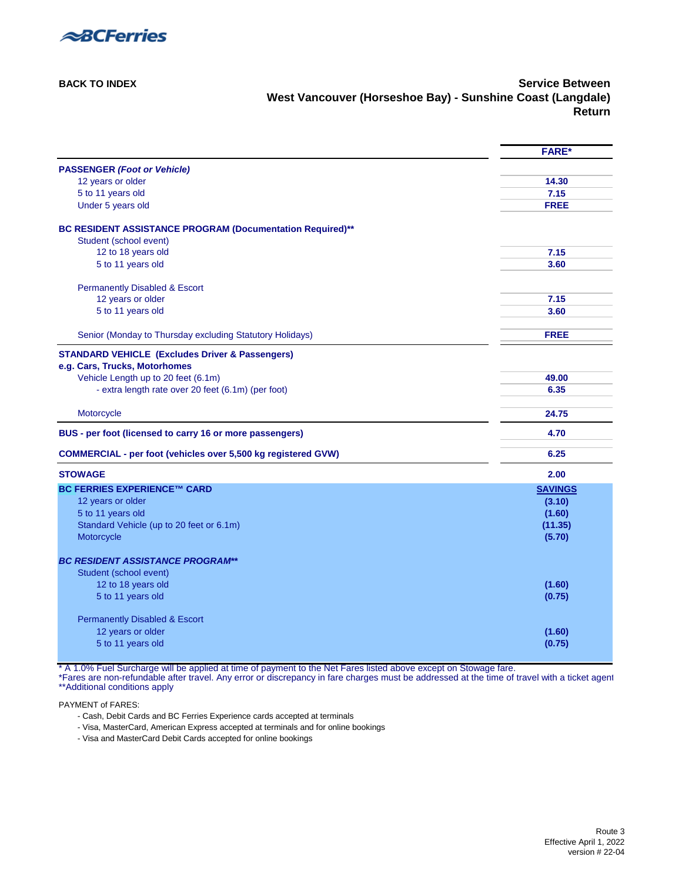BCFerries

BACK TO INDEX

**Service Between**
**West Vancouver (Horseshoe Bay) - Sunshine Coast (Langdale)**
**Return**

| | FARE* |
|---|---|
| **PASSENGER *(Foot or Vehicle)*** | |
| 12 years or older | 14.30 |
| 5 to 11 years old | 7.15 |
| Under 5 years old | FREE |
| **BC RESIDENT ASSISTANCE PROGRAM (Documentation Required)**** | |
| Student (school event) | |
| 12 to 18 years old | 7.15 |
| 5 to 11 years old | 3.60 |
| Permanently Disabled & Escort | |
| 12 years or older | 7.15 |
| 5 to 11 years old | 3.60 |
| Senior (Monday to Thursday excluding Statutory Holidays) | FREE |
| **STANDARD VEHICLE (Excludes Driver & Passengers)** | |
| **e.g. Cars, Trucks, Motorhomes** | |
| Vehicle Length up to 20 feet (6.1m) | 49.00 |
| - extra length rate over 20 feet (6.1m) (per foot) | 6.35 |
| Motorcycle | 24.75 |
| **BUS - per foot (licensed to carry 16 or more passengers)** | 4.70 |
| **COMMERCIAL - per foot (vehicles over 5,500 kg registered GVW)** | 6.25 |
| **STOWAGE** | 2.00 |
| **BC FERRIES EXPERIENCE™ CARD** | **SAVINGS** |
| 12 years or older | (3.10) |
| 5 to 11 years old | (1.60) |
| Standard Vehicle (up to 20 feet or 6.1m) | (11.35) |
| Motorcycle | (5.70) |
| ***BC RESIDENT ASSISTANCE PROGRAM**** | |
| Student (school event) | |
| 12 to 18 years old | (1.60) |
| 5 to 11 years old | (0.75) |
| Permanently Disabled & Escort | |
| 12 years or older | (1.60) |
| 5 to 11 years old | (0.75) |

\* A 1.0% Fuel Surcharge will be applied at time of payment to the Net Fares listed above except on Stowage fare.
*Fares are non-refundable after travel. Any error or discrepancy in fare charges must be addressed at the time of travel with a ticket agent
**Additional conditions apply

PAYMENT of FARES:

- Cash, Debit Cards and BC Ferries Experience cards accepted at terminals
- Visa, MasterCard, American Express accepted at terminals and for online bookings
- Visa and MasterCard Debit Cards accepted for online bookings

Route 3
Effective April 1, 2022
version # 22-04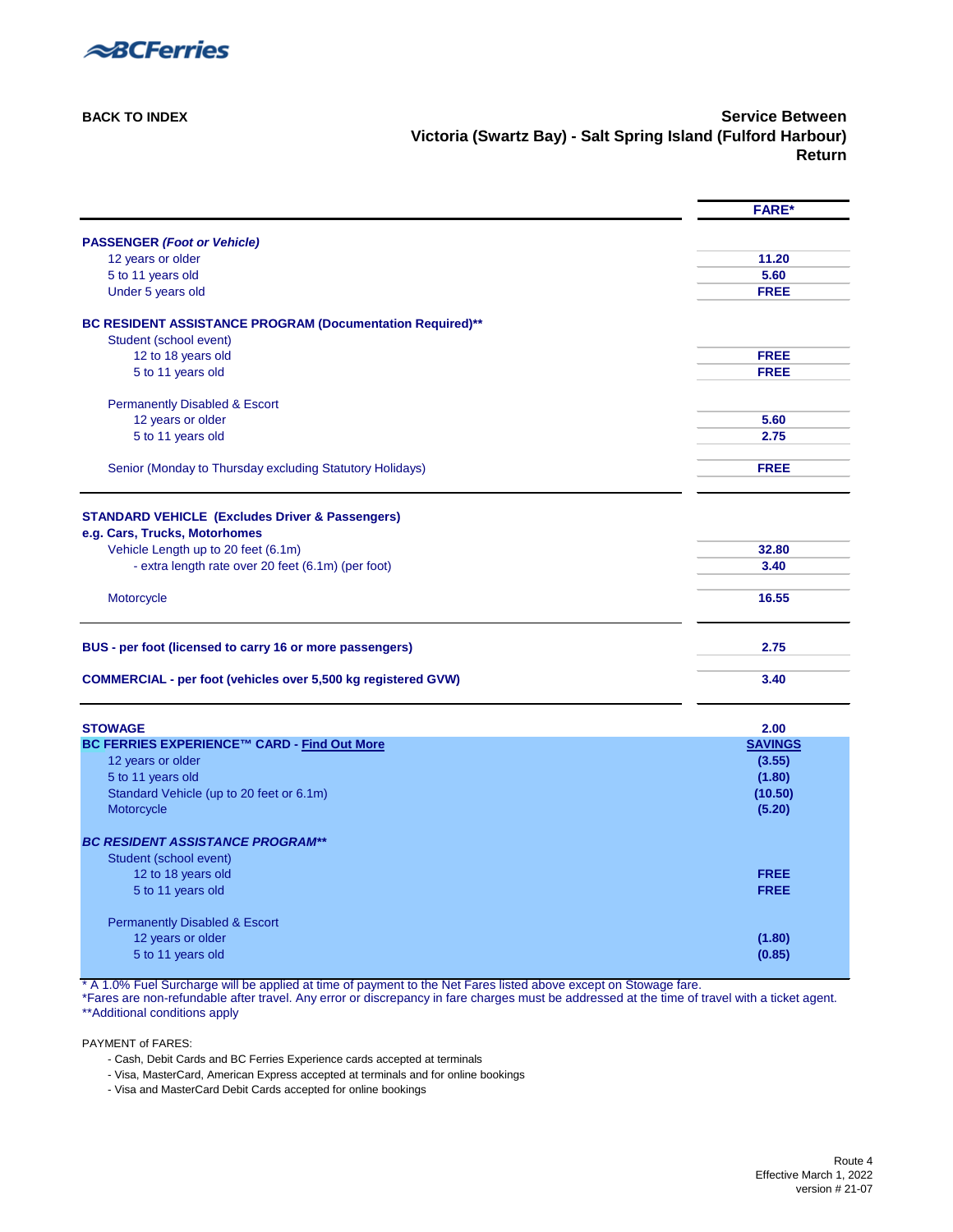BCFerries

**BACK TO INDEX**

## Service Between
## Victoria (Swartz Bay) - Salt Spring Island (Fulford Harbour)
## Return

| | FARE* |
|---|---|
| **PASSENGER *(Foot or Vehicle)*** | |
| 12 years or older | **11.20** |
| 5 to 11 years old | **5.60** |
| Under 5 years old | **FREE** |
| **BC RESIDENT ASSISTANCE PROGRAM (Documentation Required)**** | |
| Student (school event) | |
| 12 to 18 years old | **FREE** |
| 5 to 11 years old | **FREE** |
| Permanently Disabled & Escort | |
| 12 years or older | **5.60** |
| 5 to 11 years old | **2.75** |
| Senior (Monday to Thursday excluding Statutory Holidays) | **FREE** |
| **STANDARD VEHICLE (Excludes Driver & Passengers)** | |
| **e.g. Cars, Trucks, Motorhomes** | |
| Vehicle Length up to 20 feet (6.1m) | **32.80** |
| - extra length rate over 20 feet (6.1m) (per foot) | **3.40** |
| Motorcycle | **16.55** |
| **BUS - per foot (licensed to carry 16 or more passengers)** | **2.75** |
| **COMMERCIAL - per foot (vehicles over 5,500 kg registered GVW)** | **3.40** |
| **STOWAGE** | **2.00** |
| **BC FERRIES EXPERIENCE™ CARD - Find Out More** | **SAVINGS** |
| 12 years or older | **(3.55)** |
| 5 to 11 years old | **(1.80)** |
| Standard Vehicle (up to 20 feet or 6.1m) | **(10.50)** |
| Motorcycle | **(5.20)** |
| ***BC RESIDENT ASSISTANCE PROGRAM**** | |
| Student (school event) | |
| 12 to 18 years old | **FREE** |
| 5 to 11 years old | **FREE** |
| Permanently Disabled & Escort | |
| 12 years or older | **(1.80)** |
| 5 to 11 years old | **(0.85)** |

* A 1.0% Fuel Surcharge will be applied at time of payment to the Net Fares listed above except on Stowage fare.
*Fares are non-refundable after travel. Any error or discrepancy in fare charges must be addressed at the time of travel with a ticket agent.
**Additional conditions apply

PAYMENT of FARES:

- Cash, Debit Cards and BC Ferries Experience cards accepted at terminals
- Visa, MasterCard, American Express accepted at terminals and for online bookings
- Visa and MasterCard Debit Cards accepted for online bookings

Route 4
Effective March 1, 2022
version # 21-07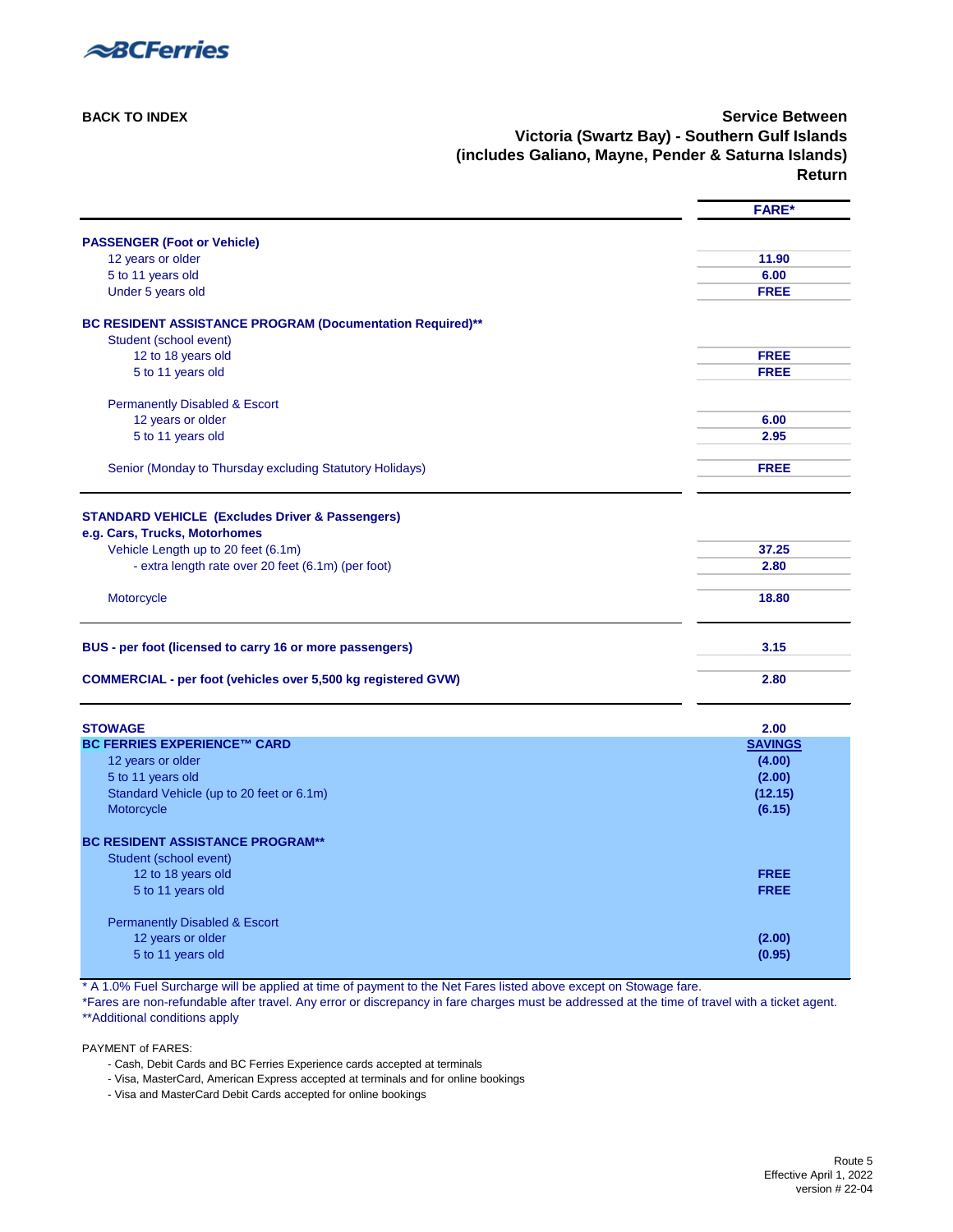BCFerries

BACK TO INDEX

## Service Between
## Victoria (Swartz Bay) - Southern Gulf Islands
## (includes Galiano, Mayne, Pender & Saturna Islands)
## Return

| | FARE* |
|---|---|
| **PASSENGER (Foot or Vehicle)** | |
| 12 years or older | 11.90 |
| 5 to 11 years old | 6.00 |
| Under 5 years old | FREE |
| **BC RESIDENT ASSISTANCE PROGRAM (Documentation Required)**** | |
| Student (school event) | |
| 12 to 18 years old | FREE |
| 5 to 11 years old | FREE |
| Permanently Disabled & Escort | |
| 12 years or older | 6.00 |
| 5 to 11 years old | 2.95 |
| Senior (Monday to Thursday excluding Statutory Holidays) | FREE |
| **STANDARD VEHICLE (Excludes Driver & Passengers)** | |
| **e.g. Cars, Trucks, Motorhomes** | |
| Vehicle Length up to 20 feet (6.1m) | 37.25 |
| - extra length rate over 20 feet (6.1m) (per foot) | 2.80 |
| Motorcycle | 18.80 |
| **BUS - per foot (licensed to carry 16 or more passengers)** | 3.15 |
| **COMMERCIAL - per foot (vehicles over 5,500 kg registered GVW)** | 2.80 |
| **STOWAGE** | 2.00 |
| **BC FERRIES EXPERIENCE™ CARD** | **SAVINGS** |
| 12 years or older | (4.00) |
| 5 to 11 years old | (2.00) |
| Standard Vehicle (up to 20 feet or 6.1m) | (12.15) |
| Motorcycle | (6.15) |
| **BC RESIDENT ASSISTANCE PROGRAM**** | |
| Student (school event) | |
| 12 to 18 years old | FREE |
| 5 to 11 years old | FREE |
| Permanently Disabled & Escort | |
| 12 years or older | (2.00) |
| 5 to 11 years old | (0.95) |

* A 1.0% Fuel Surcharge will be applied at time of payment to the Net Fares listed above except on Stowage fare.
*Fares are non-refundable after travel. Any error or discrepancy in fare charges must be addressed at the time of travel with a ticket agent.
**Additional conditions apply

PAYMENT of FARES:

- Cash, Debit Cards and BC Ferries Experience cards accepted at terminals
- Visa, MasterCard, American Express accepted at terminals and for online bookings
- Visa and MasterCard Debit Cards accepted for online bookings

Route 5
Effective April 1, 2022
version # 22-04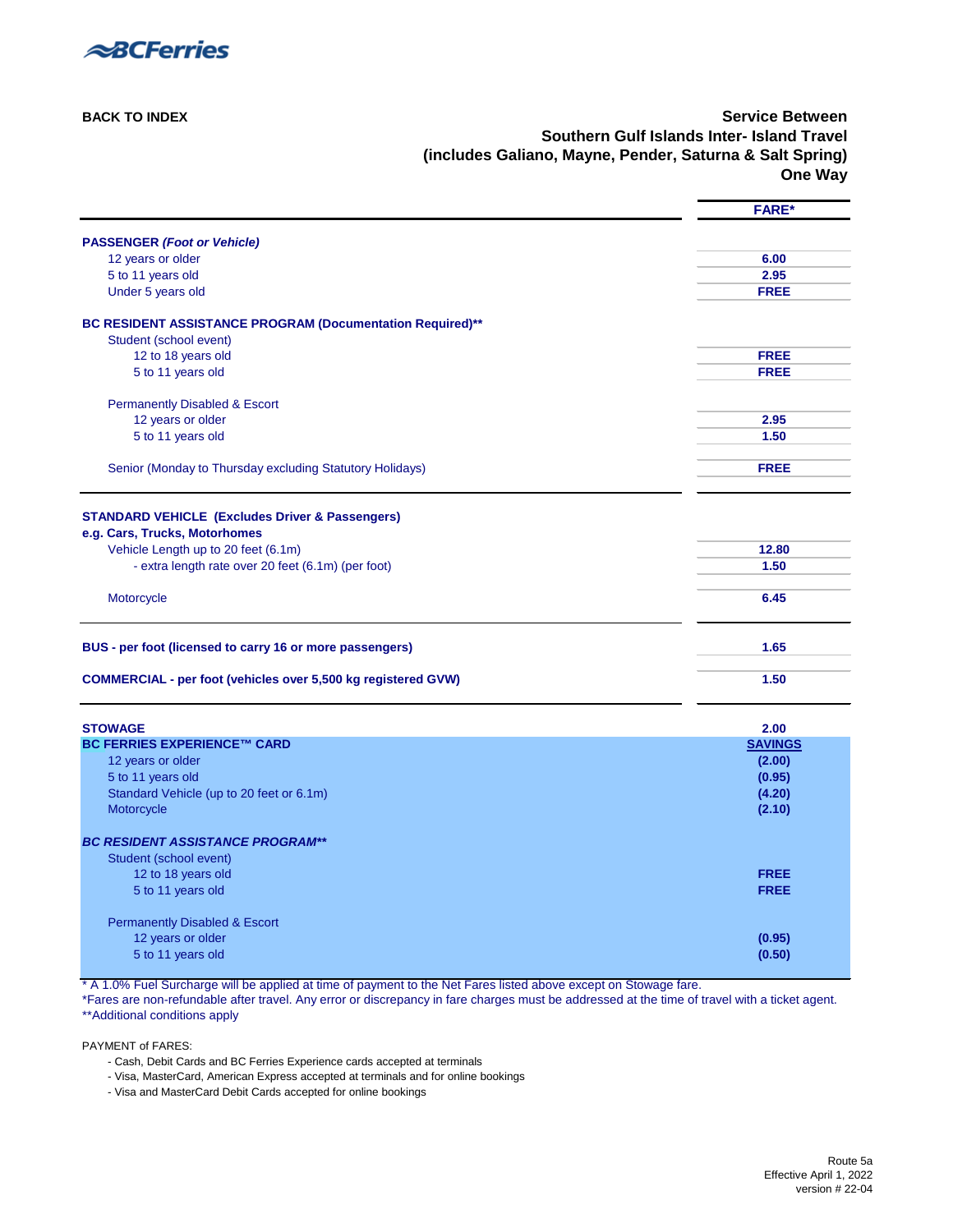**BACK TO INDEX**

## Service Between Southern Gulf Islands Inter- Island Travel (includes Galiano, Mayne, Pender, Saturna & Salt Spring) One Way

| | FARE* |
|---|---|
| **PASSENGER *(Foot or Vehicle)*** | |
| 12 years or older | 6.00 |
| 5 to 11 years old | 2.95 |
| Under 5 years old | FREE |
| **BC RESIDENT ASSISTANCE PROGRAM (Documentation Required)**** | |
| Student (school event) | |
| 12 to 18 years old | FREE |
| 5 to 11 years old | FREE |
| Permanently Disabled & Escort | |
| 12 years or older | 2.95 |
| 5 to 11 years old | 1.50 |
| Senior (Monday to Thursday excluding Statutory Holidays) | FREE |
| **STANDARD VEHICLE (Excludes Driver & Passengers) e.g. Cars, Trucks, Motorhomes** | |
| Vehicle Length up to 20 feet (6.1m) | 12.80 |
| - extra length rate over 20 feet (6.1m) (per foot) | 1.50 |
| Motorcycle | 6.45 |
| **BUS - per foot (licensed to carry 16 or more passengers)** | 1.65 |
| **COMMERCIAL - per foot (vehicles over 5,500 kg registered GVW)** | 1.50 |
| **STOWAGE** | 2.00 |
| **BC FERRIES EXPERIENCE™ CARD** | **SAVINGS** |
| 12 years or older | (2.00) |
| 5 to 11 years old | (0.95) |
| Standard Vehicle (up to 20 feet or 6.1m) | (4.20) |
| Motorcycle | (2.10) |
| ***BC RESIDENT ASSISTANCE PROGRAM**** | |
| Student (school event) | |
| 12 to 18 years old | FREE |
| 5 to 11 years old | FREE |
| Permanently Disabled & Escort | |
| 12 years or older | (0.95) |
| 5 to 11 years old | (0.50) |

* A 1.0% Fuel Surcharge will be applied at time of payment to the Net Fares listed above except on Stowage fare.
*Fares are non-refundable after travel. Any error or discrepancy in fare charges must be addressed at the time of travel with a ticket agent.
**Additional conditions apply

PAYMENT of FARES:

- Cash, Debit Cards and BC Ferries Experience cards accepted at terminals
- Visa, MasterCard, American Express accepted at terminals and for online bookings
- Visa and MasterCard Debit Cards accepted for online bookings

Route 5a
Effective April 1, 2022
version # 22-04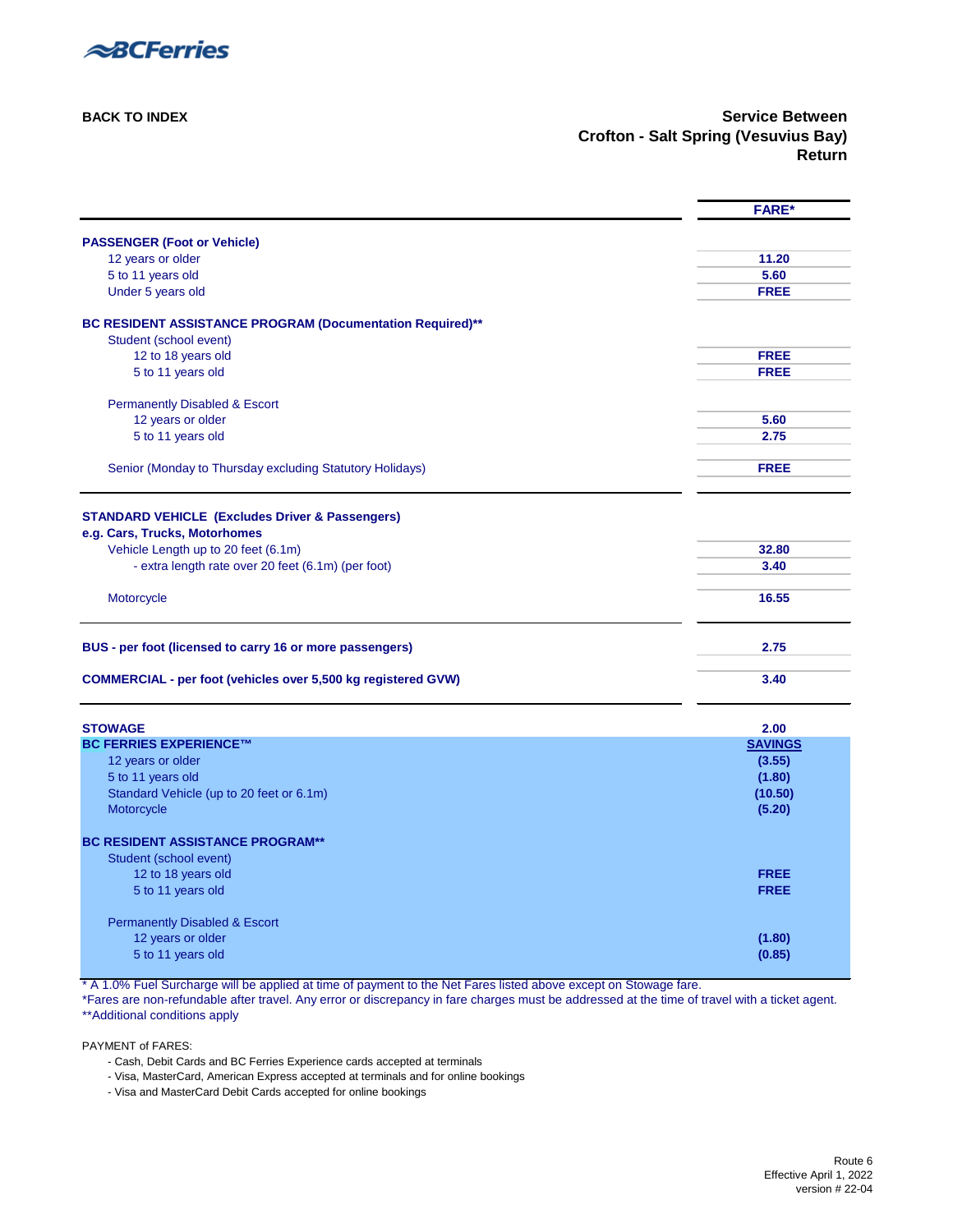BCFerries

**BACK TO INDEX**

**Service Between**
**Crofton - Salt Spring (Vesuvius Bay)**
**Return**

| | FARE* |
|---|---|
| **PASSENGER (Foot or Vehicle)** | |
| 12 years or older | 11.20 |
| 5 to 11 years old | 5.60 |
| Under 5 years old | FREE |
| **BC RESIDENT ASSISTANCE PROGRAM (Documentation Required)\*\*** | |
| Student (school event) | |
| 12 to 18 years old | FREE |
| 5 to 11 years old | FREE |
| Permanently Disabled & Escort | |
| 12 years or older | 5.60 |
| 5 to 11 years old | 2.75 |
| Senior (Monday to Thursday excluding Statutory Holidays) | FREE |
| **STANDARD VEHICLE (Excludes Driver & Passengers)** | |
| **e.g. Cars, Trucks, Motorhomes** | |
| Vehicle Length up to 20 feet (6.1m) | 32.80 |
| - extra length rate over 20 feet (6.1m) (per foot) | 3.40 |
| Motorcycle | 16.55 |
| **BUS - per foot (licensed to carry 16 or more passengers)** | 2.75 |
| **COMMERCIAL - per foot (vehicles over 5,500 kg registered GVW)** | 3.40 |
| **STOWAGE** | 2.00 |
| **BC FERRIES EXPERIENCE™** | **SAVINGS** |
| 12 years or older | (3.55) |
| 5 to 11 years old | (1.80) |
| Standard Vehicle (up to 20 feet or 6.1m) | (10.50) |
| Motorcycle | (5.20) |
| **BC RESIDENT ASSISTANCE PROGRAM\*\*** | |
| Student (school event) | |
| 12 to 18 years old | FREE |
| 5 to 11 years old | FREE |
| Permanently Disabled & Escort | |
| 12 years or older | (1.80) |
| 5 to 11 years old | (0.85) |

\* A 1.0% Fuel Surcharge will be applied at time of payment to the Net Fares listed above except on Stowage fare.
\*Fares are non-refundable after travel. Any error or discrepancy in fare charges must be addressed at the time of travel with a ticket agent.
\*\*Additional conditions apply

PAYMENT of FARES:

- Cash, Debit Cards and BC Ferries Experience cards accepted at terminals
- Visa, MasterCard, American Express accepted at terminals and for online bookings
- Visa and MasterCard Debit Cards accepted for online bookings

Route 6
Effective April 1, 2022
version # 22-04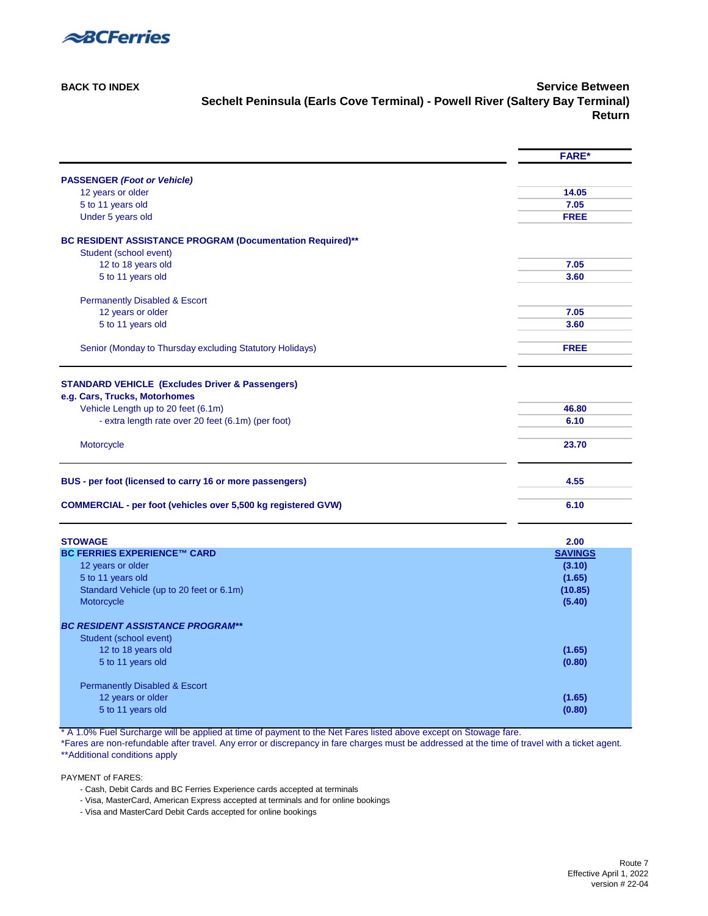BCFerries

BACK TO INDEX

## Service Between
## Sechelt Peninsula (Earls Cove Terminal) - Powell River (Saltery Bay Terminal)
## Return

| | FARE* |
|---|---|
| **PASSENGER *(Foot or Vehicle)*** | |
| 12 years or older | **14.05** |
| 5 to 11 years old | **7.05** |
| Under 5 years old | **FREE** |
| **BC RESIDENT ASSISTANCE PROGRAM (Documentation Required)**** | |
| Student (school event) | |
| 12 to 18 years old | **7.05** |
| 5 to 11 years old | **3.60** |
| Permanently Disabled & Escort | |
| 12 years or older | **7.05** |
| 5 to 11 years old | **3.60** |
| Senior (Monday to Thursday excluding Statutory Holidays) | **FREE** |
| **STANDARD VEHICLE (Excludes Driver & Passengers)** | |
| **e.g. Cars, Trucks, Motorhomes** | |
| Vehicle Length up to 20 feet (6.1m) | **46.80** |
| - extra length rate over 20 feet (6.1m) (per foot) | **6.10** |
| Motorcycle | **23.70** |
| **BUS - per foot (licensed to carry 16 or more passengers)** | **4.55** |
| **COMMERCIAL - per foot (vehicles over 5,500 kg registered GVW)** | **6.10** |
| **STOWAGE** | **2.00** |
| **BC FERRIES EXPERIENCE™ CARD** | **SAVINGS** |
| 12 years or older | **(3.10)** |
| 5 to 11 years old | **(1.65)** |
| Standard Vehicle (up to 20 feet or 6.1m) | **(10.85)** |
| Motorcycle | **(5.40)** |
| ***BC RESIDENT ASSISTANCE PROGRAM**** | |
| Student (school event) | |
| 12 to 18 years old | **(1.65)** |
| 5 to 11 years old | **(0.80)** |
| Permanently Disabled & Escort | |
| 12 years or older | **(1.65)** |
| 5 to 11 years old | **(0.80)** |

* A 1.0% Fuel Surcharge will be applied at time of payment to the Net Fares listed above except on Stowage fare.
*Fares are non-refundable after travel. Any error or discrepancy in fare charges must be addressed at the time of travel with a ticket agent.
**Additional conditions apply

PAYMENT of FARES:

- Cash, Debit Cards and BC Ferries Experience cards accepted at terminals
- Visa, MasterCard, American Express accepted at terminals and for online bookings
- Visa and MasterCard Debit Cards accepted for online bookings

Route 7
Effective April 1, 2022
version # 22-04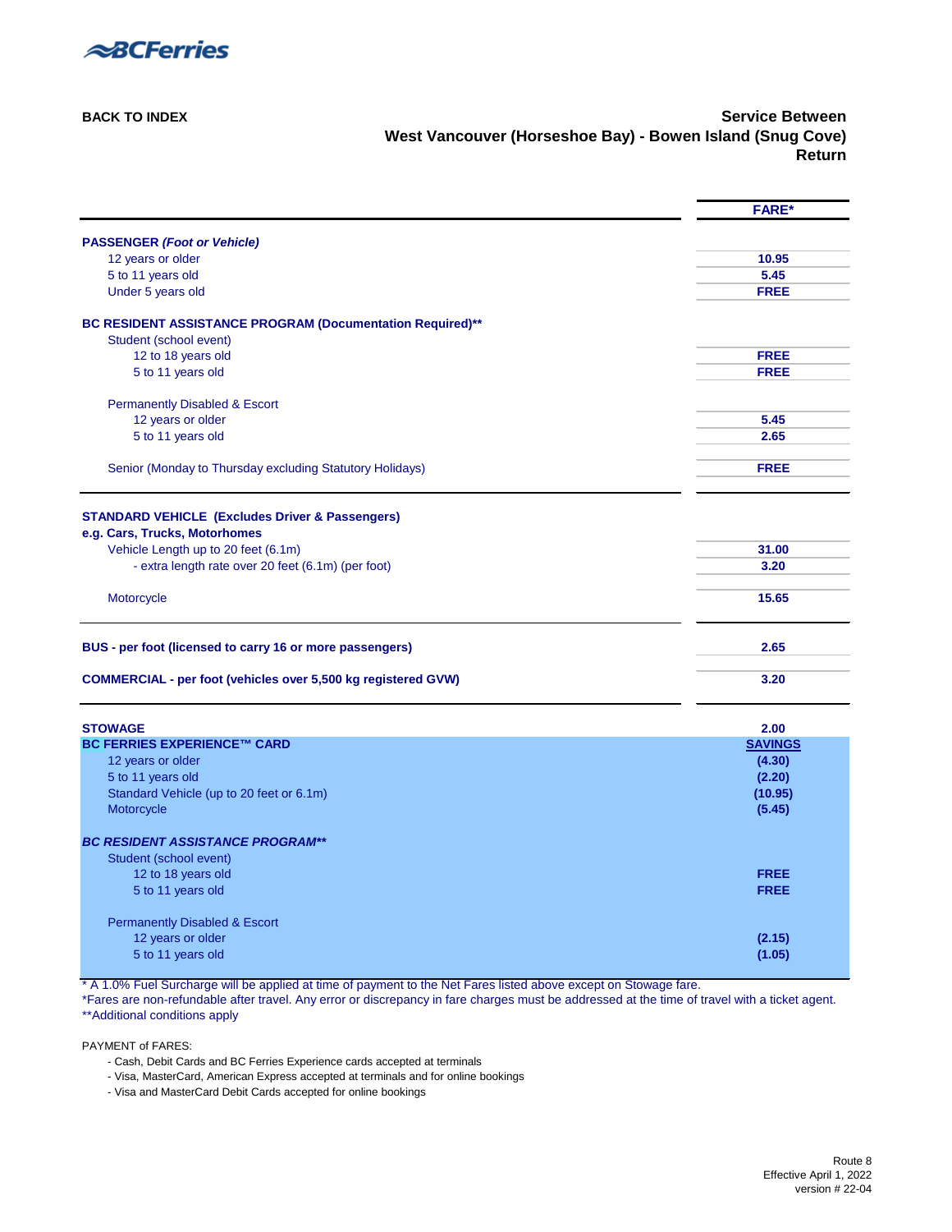BCFerries

BACK TO INDEX

## Service Between West Vancouver (Horseshoe Bay) - Bowen Island (Snug Cove) Return

| | FARE* |
|---|---|
| **PASSENGER *(Foot or Vehicle)*** | |
| 12 years or older | **10.95** |
| 5 to 11 years old | **5.45** |
| Under 5 years old | **FREE** |
| **BC RESIDENT ASSISTANCE PROGRAM (Documentation Required)**** | |
| Student (school event) | |
| 12 to 18 years old | **FREE** |
| 5 to 11 years old | **FREE** |
| Permanently Disabled & Escort | |
| 12 years or older | **5.45** |
| 5 to 11 years old | **2.65** |
| Senior (Monday to Thursday excluding Statutory Holidays) | **FREE** |
| **STANDARD VEHICLE (Excludes Driver & Passengers)** | |
| **e.g. Cars, Trucks, Motorhomes** | |
| Vehicle Length up to 20 feet (6.1m) | **31.00** |
| - extra length rate over 20 feet (6.1m) (per foot) | **3.20** |
| Motorcycle | **15.65** |
| **BUS - per foot (licensed to carry 16 or more passengers)** | **2.65** |
| **COMMERCIAL - per foot (vehicles over 5,500 kg registered GVW)** | **3.20** |
| **STOWAGE** | **2.00** |
| **BC FERRIES EXPERIENCE™ CARD** | **SAVINGS** |
| 12 years or older | **(4.30)** |
| 5 to 11 years old | **(2.20)** |
| Standard Vehicle (up to 20 feet or 6.1m) | **(10.95)** |
| Motorcycle | **(5.45)** |
| ***BC RESIDENT ASSISTANCE PROGRAM**** | |
| Student (school event) | |
| 12 to 18 years old | **FREE** |
| 5 to 11 years old | **FREE** |
| Permanently Disabled & Escort | |
| 12 years or older | **(2.15)** |
| 5 to 11 years old | **(1.05)** |

* A 1.0% Fuel Surcharge will be applied at time of payment to the Net Fares listed above except on Stowage fare.
*Fares are non-refundable after travel. Any error or discrepancy in fare charges must be addressed at the time of travel with a ticket agent.
**Additional conditions apply

PAYMENT of FARES:

- Cash, Debit Cards and BC Ferries Experience cards accepted at terminals
- Visa, MasterCard, American Express accepted at terminals and for online bookings
- Visa and MasterCard Debit Cards accepted for online bookings

Route 8
Effective April 1, 2022
version # 22-04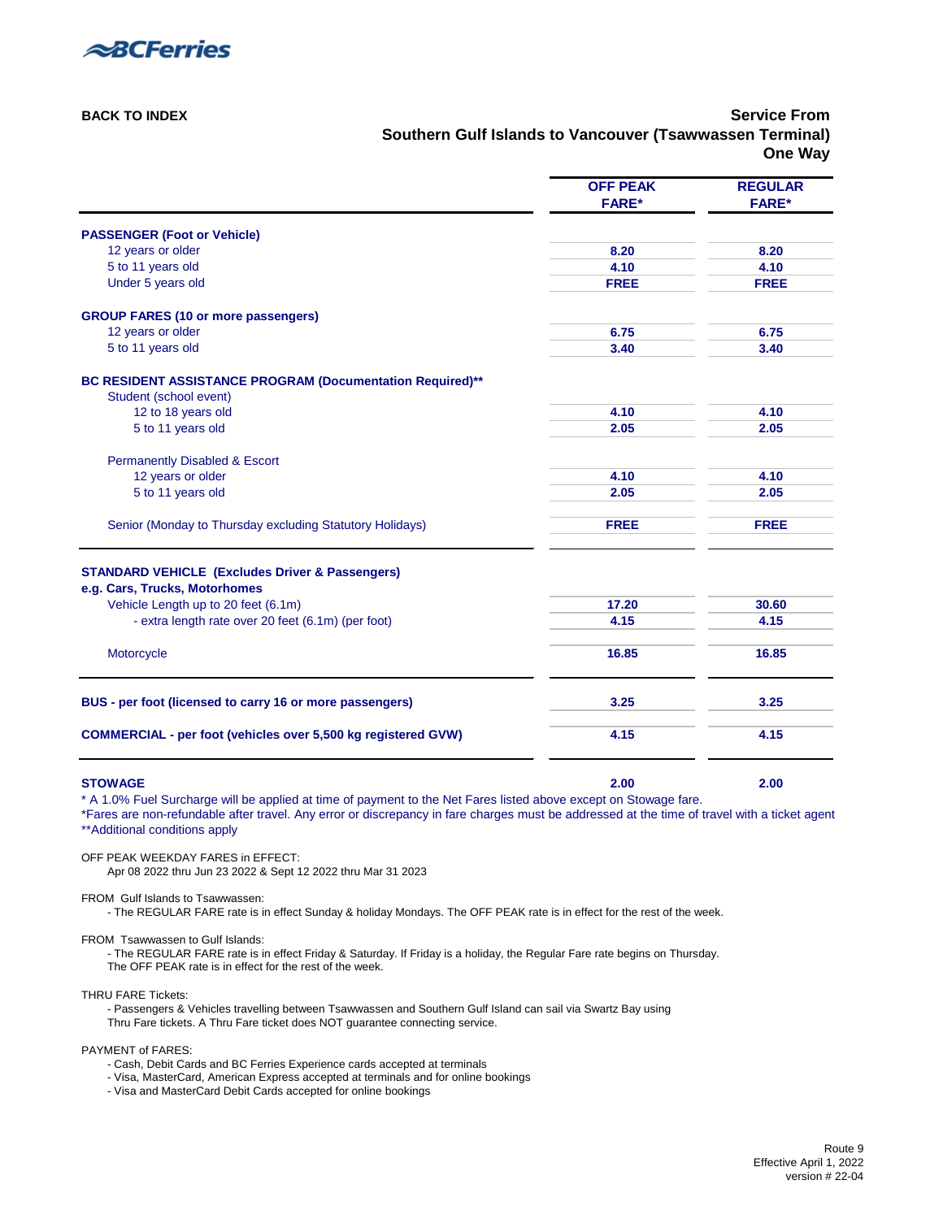BCFerries

**BACK TO INDEX**

## Service From Southern Gulf Islands to Vancouver (Tsawwassen Terminal) One Way

| | OFF PEAK FARE* | REGULAR FARE* |
|---|---|---|
| **PASSENGER (Foot or Vehicle)** | | |
| 12 years or older | 8.20 | 8.20 |
| 5 to 11 years old | 4.10 | 4.10 |
| Under 5 years old | FREE | FREE |
| **GROUP FARES (10 or more passengers)** | | |
| 12 years or older | 6.75 | 6.75 |
| 5 to 11 years old | 3.40 | 3.40 |
| **BC RESIDENT ASSISTANCE PROGRAM (Documentation Required)**** | | |
| Student (school event) | | |
| 12 to 18 years old | 4.10 | 4.10 |
| 5 to 11 years old | 2.05 | 2.05 |
| Permanently Disabled & Escort | | |
| 12 years or older | 4.10 | 4.10 |
| 5 to 11 years old | 2.05 | 2.05 |
| Senior (Monday to Thursday excluding Statutory Holidays) | FREE | FREE |
| **STANDARD VEHICLE (Excludes Driver & Passengers) e.g. Cars, Trucks, Motorhomes** | | |
| Vehicle Length up to 20 feet (6.1m) | 17.20 | 30.60 |
| - extra length rate over 20 feet (6.1m) (per foot) | 4.15 | 4.15 |
| Motorcycle | 16.85 | 16.85 |
| **BUS - per foot (licensed to carry 16 or more passengers)** | 3.25 | 3.25 |
| **COMMERCIAL - per foot (vehicles over 5,500 kg registered GVW)** | 4.15 | 4.15 |
| **STOWAGE** | 2.00 | 2.00 |

* A 1.0% Fuel Surcharge will be applied at time of payment to the Net Fares listed above except on Stowage fare.
*Fares are non-refundable after travel. Any error or discrepancy in fare charges must be addressed at the time of travel with a ticket agent
**Additional conditions apply

OFF PEAK WEEKDAY FARES in EFFECT:
Apr 08 2022 thru Jun 23 2022 & Sept 12 2022 thru Mar 31 2023

FROM Gulf Islands to Tsawwassen:
- The REGULAR FARE rate is in effect Sunday & holiday Mondays. The OFF PEAK rate is in effect for the rest of the week.

FROM Tsawwassen to Gulf Islands:
- The REGULAR FARE rate is in effect Friday & Saturday. If Friday is a holiday, the Regular Fare rate begins on Thursday.
The OFF PEAK rate is in effect for the rest of the week.

THRU FARE Tickets:
- Passengers & Vehicles travelling between Tsawwassen and Southern Gulf Island can sail via Swartz Bay using Thru Fare tickets. A Thru Fare ticket does NOT guarantee connecting service.

PAYMENT of FARES:
- Cash, Debit Cards and BC Ferries Experience cards accepted at terminals
- Visa, MasterCard, American Express accepted at terminals and for online bookings
- Visa and MasterCard Debit Cards accepted for online bookings

Route 9
Effective April 1, 2022
version # 22-04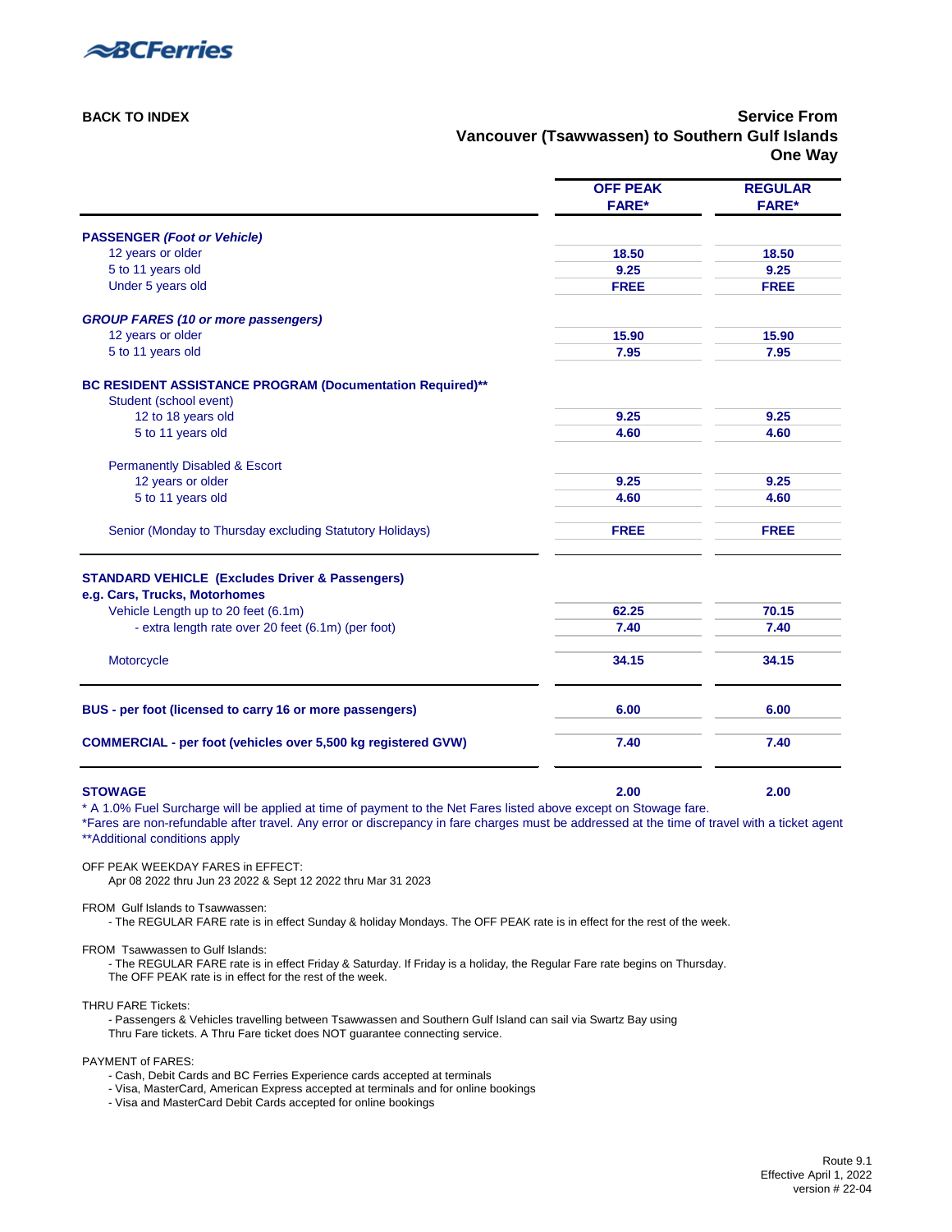BCFerries

**BACK TO INDEX**

## Service From Vancouver (Tsawwassen) to Southern Gulf Islands One Way

| | OFF PEAK FARE* | REGULAR FARE* |
|---|---|---|
| **PASSENGER *(Foot or Vehicle)*** | | |
| 12 years or older | 18.50 | 18.50 |
| 5 to 11 years old | 9.25 | 9.25 |
| Under 5 years old | FREE | FREE |
| ***GROUP FARES (10 or more passengers)*** | | |
| 12 years or older | 15.90 | 15.90 |
| 5 to 11 years old | 7.95 | 7.95 |
| **BC RESIDENT ASSISTANCE PROGRAM (Documentation Required)**** | | |
| Student (school event) | | |
| 12 to 18 years old | 9.25 | 9.25 |
| 5 to 11 years old | 4.60 | 4.60 |
| Permanently Disabled & Escort | | |
| 12 years or older | 9.25 | 9.25 |
| 5 to 11 years old | 4.60 | 4.60 |
| Senior (Monday to Thursday excluding Statutory Holidays) | FREE | FREE |
| **STANDARD VEHICLE (Excludes Driver & Passengers) e.g. Cars, Trucks, Motorhomes** | | |
| Vehicle Length up to 20 feet (6.1m) | 62.25 | 70.15 |
| - extra length rate over 20 feet (6.1m) (per foot) | 7.40 | 7.40 |
| Motorcycle | 34.15 | 34.15 |
| **BUS - per foot (licensed to carry 16 or more passengers)** | 6.00 | 6.00 |
| **COMMERCIAL - per foot (vehicles over 5,500 kg registered GVW)** | 7.40 | 7.40 |
| **STOWAGE** | 2.00 | 2.00 |

* A 1.0% Fuel Surcharge will be applied at time of payment to the Net Fares listed above except on Stowage fare.
*Fares are non-refundable after travel. Any error or discrepancy in fare charges must be addressed at the time of travel with a ticket agent
**Additional conditions apply

OFF PEAK WEEKDAY FARES in EFFECT:
Apr 08 2022 thru Jun 23 2022 & Sept 12 2022 thru Mar 31 2023

FROM Gulf Islands to Tsawwassen:
- The REGULAR FARE rate is in effect Sunday & holiday Mondays. The OFF PEAK rate is in effect for the rest of the week.

FROM Tsawwassen to Gulf Islands:
- The REGULAR FARE rate is in effect Friday & Saturday. If Friday is a holiday, the Regular Fare rate begins on Thursday. The OFF PEAK rate is in effect for the rest of the week.

THRU FARE Tickets:
- Passengers & Vehicles travelling between Tsawwassen and Southern Gulf Island can sail via Swartz Bay using Thru Fare tickets. A Thru Fare ticket does NOT guarantee connecting service.

PAYMENT of FARES:
- Cash, Debit Cards and BC Ferries Experience cards accepted at terminals
- Visa, MasterCard, American Express accepted at terminals and for online bookings
- Visa and MasterCard Debit Cards accepted for online bookings

Route 9.1
Effective April 1, 2022
version # 22-04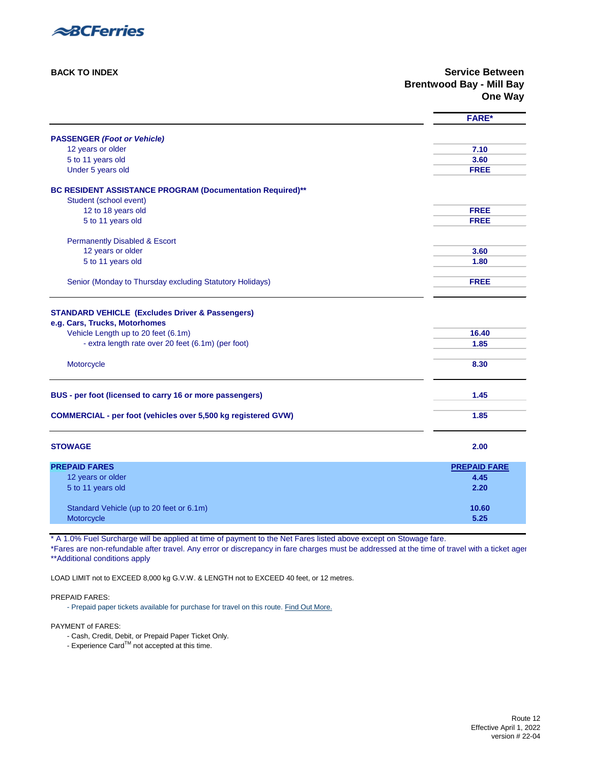BCFerries

**BACK TO INDEX**

**Service Between**
**Brentwood Bay - Mill Bay**
**One Way**

| | FARE* |
|---|---|
| **PASSENGER *(Foot or Vehicle)*** | |
| 12 years or older | **7.10** |
| 5 to 11 years old | **3.60** |
| Under 5 years old | **FREE** |
| **BC RESIDENT ASSISTANCE PROGRAM (Documentation Required)**** | |
| Student (school event) | |
| 12 to 18 years old | **FREE** |
| 5 to 11 years old | **FREE** |
| Permanently Disabled & Escort | |
| 12 years or older | **3.60** |
| 5 to 11 years old | **1.80** |
| Senior (Monday to Thursday excluding Statutory Holidays) | **FREE** |
| **STANDARD VEHICLE (Excludes Driver & Passengers)** | |
| **e.g. Cars, Trucks, Motorhomes** | |
| Vehicle Length up to 20 feet (6.1m) | **16.40** |
| - extra length rate over 20 feet (6.1m) (per foot) | **1.85** |
| Motorcycle | **8.30** |
| **BUS - per foot (licensed to carry 16 or more passengers)** | **1.45** |
| **COMMERCIAL - per foot (vehicles over 5,500 kg registered GVW)** | **1.85** |
| **STOWAGE** | **2.00** |

| **PREPAID FARES** | **PREPAID FARE** |
|---|---|
| 12 years or older | **4.45** |
| 5 to 11 years old | **2.20** |
| Standard Vehicle (up to 20 feet or 6.1m) | **10.60** |
| Motorcycle | **5.25** |

\* A 1.0% Fuel Surcharge will be applied at time of payment to the Net Fares listed above except on Stowage fare.
*Fares are non-refundable after travel. Any error or discrepancy in fare charges must be addressed at the time of travel with a ticket ager
**Additional conditions apply

LOAD LIMIT not to EXCEED 8,000 kg G.V.W. & LENGTH not to EXCEED 40 feet, or 12 metres.

PREPAID FARES:

- Prepaid paper tickets available for purchase for travel on this route. Find Out More.

PAYMENT of FARES:

- Cash, Credit, Debit, or Prepaid Paper Ticket Only.
- Experience Card™ not accepted at this time.

Route 12
Effective April 1, 2022
version # 22-04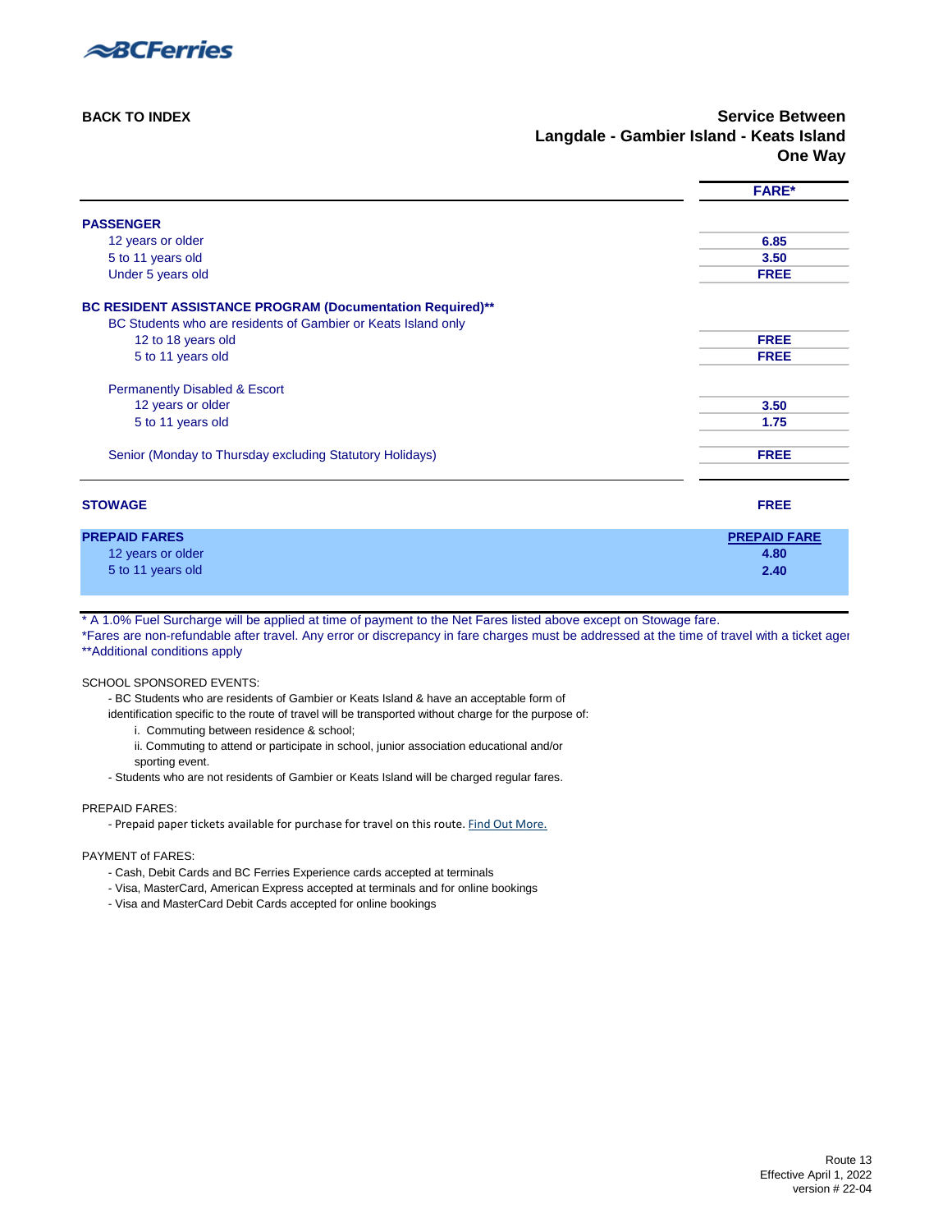BCFerries

BACK TO INDEX

## Service Between
## Langdale - Gambier Island - Keats Island
## One Way

| | FARE* |
|---|---|
| **PASSENGER** | |
| 12 years or older | **6.85** |
| 5 to 11 years old | **3.50** |
| Under 5 years old | **FREE** |
| **BC RESIDENT ASSISTANCE PROGRAM (Documentation Required)**** | |
| BC Students who are residents of Gambier or Keats Island only | |
| 12 to 18 years old | **FREE** |
| 5 to 11 years old | **FREE** |
| Permanently Disabled & Escort | |
| 12 years or older | **3.50** |
| 5 to 11 years old | **1.75** |
| Senior (Monday to Thursday excluding Statutory Holidays) | **FREE** |
| **STOWAGE** | **FREE** |

| PREPAID FARES | PREPAID FARE |
|---|---|
| 12 years or older | **4.80** |
| 5 to 11 years old | **2.40** |

* A 1.0% Fuel Surcharge will be applied at time of payment to the Net Fares listed above except on Stowage fare.
*Fares are non-refundable after travel. Any error or discrepancy in fare charges must be addressed at the time of travel with a ticket agen
**Additional conditions apply

SCHOOL SPONSORED EVENTS:
- BC Students who are residents of Gambier or Keats Island & have an acceptable form of identification specific to the route of travel will be transported without charge for the purpose of:
  i. Commuting between residence & school;
  ii. Commuting to attend or participate in school, junior association educational and/or sporting event.
- Students who are not residents of Gambier or Keats Island will be charged regular fares.

PREPAID FARES:
- Prepaid paper tickets available for purchase for travel on this route. Find Out More.

PAYMENT of FARES:
- Cash, Debit Cards and BC Ferries Experience cards accepted at terminals
- Visa, MasterCard, American Express accepted at terminals and for online bookings
- Visa and MasterCard Debit Cards accepted for online bookings

Route 13
Effective April 1, 2022
version # 22-04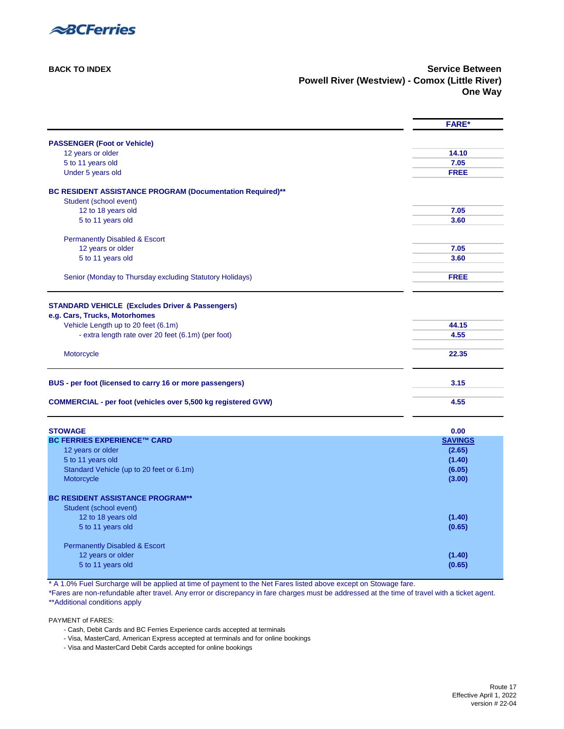BCFerries

BACK TO INDEX

## Service Between
## Powell River (Westview) - Comox (Little River)
## One Way

| | FARE* |
|---|---|
| **PASSENGER (Foot or Vehicle)** | |
| 12 years or older | **14.10** |
| 5 to 11 years old | **7.05** |
| Under 5 years old | **FREE** |
| **BC RESIDENT ASSISTANCE PROGRAM (Documentation Required)\*\*** | |
| Student (school event) | |
| 12 to 18 years old | **7.05** |
| 5 to 11 years old | **3.60** |
| Permanently Disabled & Escort | |
| 12 years or older | **7.05** |
| 5 to 11 years old | **3.60** |
| Senior (Monday to Thursday excluding Statutory Holidays) | **FREE** |
| **STANDARD VEHICLE (Excludes Driver & Passengers)** | |
| **e.g. Cars, Trucks, Motorhomes** | |
| Vehicle Length up to 20 feet (6.1m) | **44.15** |
| - extra length rate over 20 feet (6.1m) (per foot) | **4.55** |
| Motorcycle | **22.35** |
| **BUS - per foot (licensed to carry 16 or more passengers)** | **3.15** |
| **COMMERCIAL - per foot (vehicles over 5,500 kg registered GVW)** | **4.55** |
| **STOWAGE** | **0.00** |
| **BC FERRIES EXPERIENCE™ CARD** | **SAVINGS** |
| 12 years or older | **(2.65)** |
| 5 to 11 years old | **(1.40)** |
| Standard Vehicle (up to 20 feet or 6.1m) | **(6.05)** |
| Motorcycle | **(3.00)** |
| **BC RESIDENT ASSISTANCE PROGRAM\*\*** | |
| Student (school event) | |
| 12 to 18 years old | **(1.40)** |
| 5 to 11 years old | **(0.65)** |
| Permanently Disabled & Escort | |
| 12 years or older | **(1.40)** |
| 5 to 11 years old | **(0.65)** |

\* A 1.0% Fuel Surcharge will be applied at time of payment to the Net Fares listed above except on Stowage fare.
\*Fares are non-refundable after travel. Any error or discrepancy in fare charges must be addressed at the time of travel with a ticket agent.
\*\*Additional conditions apply

PAYMENT of FARES:

- Cash, Debit Cards and BC Ferries Experience cards accepted at terminals
- Visa, MasterCard, American Express accepted at terminals and for online bookings
- Visa and MasterCard Debit Cards accepted for online bookings

Route 17
Effective April 1, 2022
version # 22-04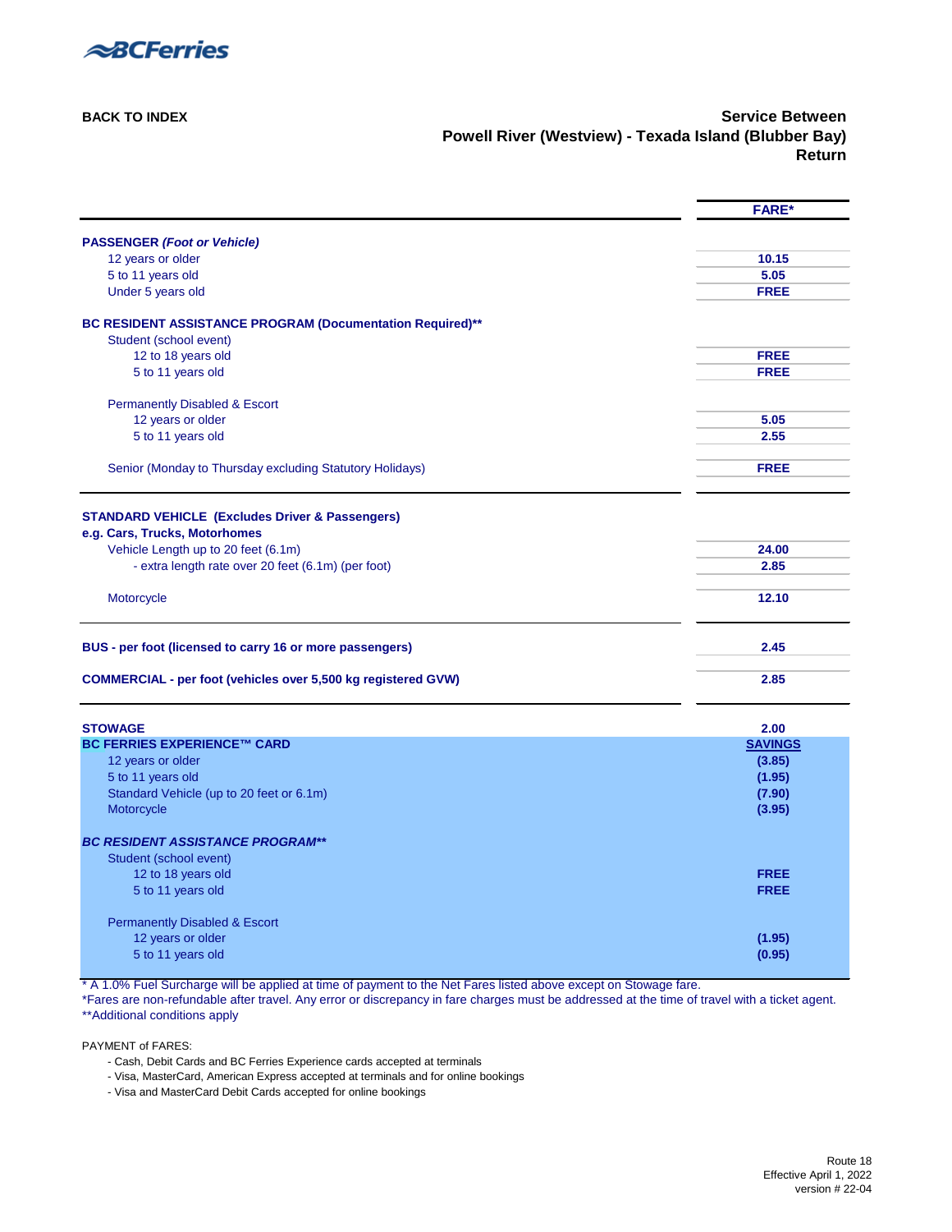BCFerries

BACK TO INDEX

## Service Between
## Powell River (Westview) - Texada Island (Blubber Bay)
## Return

| | FARE* |
|---|---|
| **PASSENGER *(Foot or Vehicle)*** | |
| 12 years or older | **10.15** |
| 5 to 11 years old | **5.05** |
| Under 5 years old | **FREE** |
| **BC RESIDENT ASSISTANCE PROGRAM (Documentation Required)**** | |
| Student (school event) | |
| 12 to 18 years old | **FREE** |
| 5 to 11 years old | **FREE** |
| Permanently Disabled & Escort | |
| 12 years or older | **5.05** |
| 5 to 11 years old | **2.55** |
| Senior (Monday to Thursday excluding Statutory Holidays) | **FREE** |
| **STANDARD VEHICLE (Excludes Driver & Passengers)** | |
| **e.g. Cars, Trucks, Motorhomes** | |
| Vehicle Length up to 20 feet (6.1m) | **24.00** |
| - extra length rate over 20 feet (6.1m) (per foot) | **2.85** |
| Motorcycle | **12.10** |
| **BUS - per foot (licensed to carry 16 or more passengers)** | **2.45** |
| **COMMERCIAL - per foot (vehicles over 5,500 kg registered GVW)** | **2.85** |
| **STOWAGE** | **2.00** |
| **BC FERRIES EXPERIENCE™ CARD** | **SAVINGS** |
| 12 years or older | **(3.85)** |
| 5 to 11 years old | **(1.95)** |
| Standard Vehicle (up to 20 feet or 6.1m) | **(7.90)** |
| Motorcycle | **(3.95)** |
| ***BC RESIDENT ASSISTANCE PROGRAM**** | |
| Student (school event) | |
| 12 to 18 years old | **FREE** |
| 5 to 11 years old | **FREE** |
| Permanently Disabled & Escort | |
| 12 years or older | **(1.95)** |
| 5 to 11 years old | **(0.95)** |

* A 1.0% Fuel Surcharge will be applied at time of payment to the Net Fares listed above except on Stowage fare.
*Fares are non-refundable after travel. Any error or discrepancy in fare charges must be addressed at the time of travel with a ticket agent.
**Additional conditions apply

PAYMENT of FARES:

- Cash, Debit Cards and BC Ferries Experience cards accepted at terminals
- Visa, MasterCard, American Express accepted at terminals and for online bookings
- Visa and MasterCard Debit Cards accepted for online bookings

Route 18
Effective April 1, 2022
version # 22-04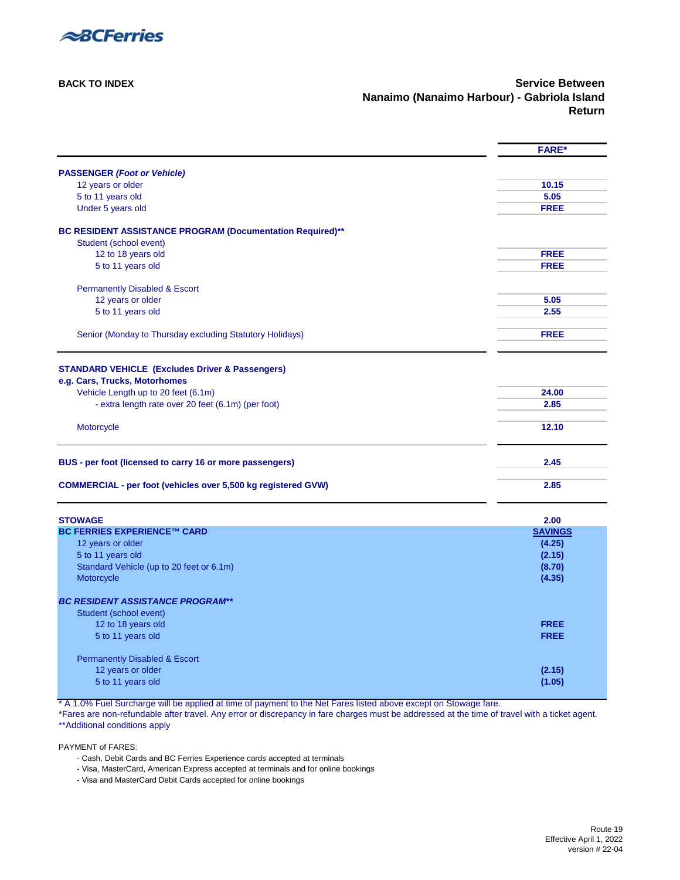BCFerries

**BACK TO INDEX**

## Service Between Nanaimo (Nanaimo Harbour) - Gabriola Island Return

| | FARE* |
|---|---|
| **PASSENGER** ***(Foot or Vehicle)*** | |
| 12 years or older | **10.15** |
| 5 to 11 years old | **5.05** |
| Under 5 years old | **FREE** |
| **BC RESIDENT ASSISTANCE PROGRAM (Documentation Required)**** | |
| Student (school event) | |
| 12 to 18 years old | **FREE** |
| 5 to 11 years old | **FREE** |
| Permanently Disabled & Escort | |
| 12 years or older | **5.05** |
| 5 to 11 years old | **2.55** |
| Senior (Monday to Thursday excluding Statutory Holidays) | **FREE** |
| **STANDARD VEHICLE (Excludes Driver & Passengers)** | |
| **e.g. Cars, Trucks, Motorhomes** | |
| Vehicle Length up to 20 feet (6.1m) | **24.00** |
| - extra length rate over 20 feet (6.1m) (per foot) | **2.85** |
| Motorcycle | **12.10** |
| **BUS - per foot (licensed to carry 16 or more passengers)** | **2.45** |
| **COMMERCIAL - per foot (vehicles over 5,500 kg registered GVW)** | **2.85** |
| **STOWAGE** | **2.00** |
| **BC FERRIES EXPERIENCE™ CARD** | **SAVINGS** |
| 12 years or older | **(4.25)** |
| 5 to 11 years old | **(2.15)** |
| Standard Vehicle (up to 20 feet or 6.1m) | **(8.70)** |
| Motorcycle | **(4.35)** |
| ***BC RESIDENT ASSISTANCE PROGRAM**** | |
| Student (school event) | |
| 12 to 18 years old | **FREE** |
| 5 to 11 years old | **FREE** |
| Permanently Disabled & Escort | |
| 12 years or older | **(2.15)** |
| 5 to 11 years old | **(1.05)** |

\* A 1.0% Fuel Surcharge will be applied at time of payment to the Net Fares listed above except on Stowage fare.
\*Fares are non-refundable after travel. Any error or discrepancy in fare charges must be addressed at the time of travel with a ticket agent.
\*\*Additional conditions apply

PAYMENT of FARES:

- Cash, Debit Cards and BC Ferries Experience cards accepted at terminals
- Visa, MasterCard, American Express accepted at terminals and for online bookings
- Visa and MasterCard Debit Cards accepted for online bookings

Route 19
Effective April 1, 2022
version # 22-04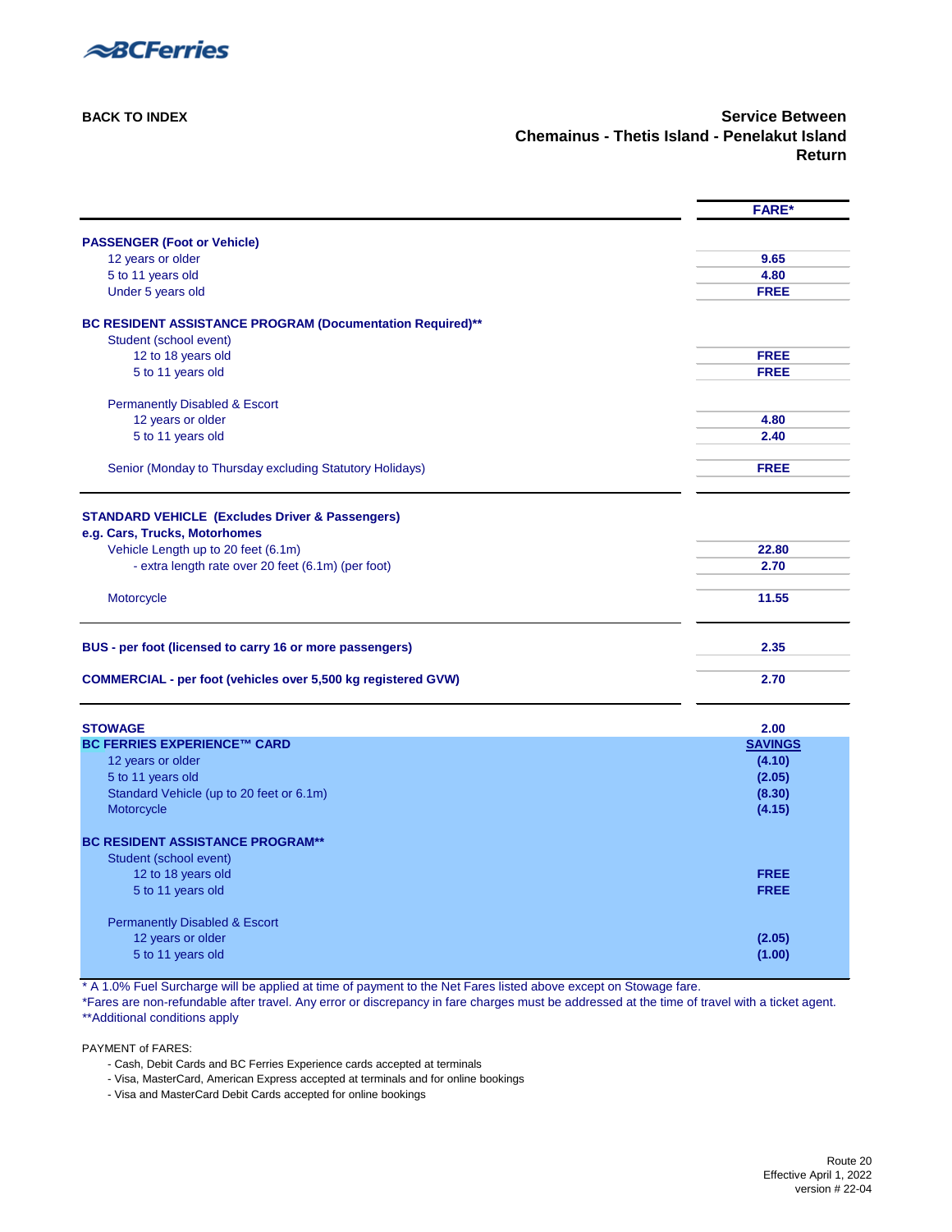BCFerries

BACK TO INDEX

## Service Between Chemainus - Thetis Island - Penelakut Island Return

| | FARE* |
|---|---|
| **PASSENGER (Foot or Vehicle)** | |
| 12 years or older | 9.65 |
| 5 to 11 years old | 4.80 |
| Under 5 years old | FREE |
| **BC RESIDENT ASSISTANCE PROGRAM (Documentation Required)**** | |
| Student (school event) | |
| 12 to 18 years old | FREE |
| 5 to 11 years old | FREE |
| Permanently Disabled & Escort | |
| 12 years or older | 4.80 |
| 5 to 11 years old | 2.40 |
| Senior (Monday to Thursday excluding Statutory Holidays) | FREE |
| **STANDARD VEHICLE (Excludes Driver & Passengers)** | |
| **e.g. Cars, Trucks, Motorhomes** | |
| Vehicle Length up to 20 feet (6.1m) | 22.80 |
| - extra length rate over 20 feet (6.1m) (per foot) | 2.70 |
| Motorcycle | 11.55 |
| **BUS - per foot (licensed to carry 16 or more passengers)** | 2.35 |
| **COMMERCIAL - per foot (vehicles over 5,500 kg registered GVW)** | 2.70 |
| **STOWAGE** | 2.00 |
| **BC FERRIES EXPERIENCE™ CARD** | **SAVINGS** |
| 12 years or older | (4.10) |
| 5 to 11 years old | (2.05) |
| Standard Vehicle (up to 20 feet or 6.1m) | (8.30) |
| Motorcycle | (4.15) |
| **BC RESIDENT ASSISTANCE PROGRAM**** | |
| Student (school event) | |
| 12 to 18 years old | FREE |
| 5 to 11 years old | FREE |
| Permanently Disabled & Escort | |
| 12 years or older | (2.05) |
| 5 to 11 years old | (1.00) |

* A 1.0% Fuel Surcharge will be applied at time of payment to the Net Fares listed above except on Stowage fare.
*Fares are non-refundable after travel. Any error or discrepancy in fare charges must be addressed at the time of travel with a ticket agent.
**Additional conditions apply

PAYMENT of FARES:

- Cash, Debit Cards and BC Ferries Experience cards accepted at terminals
- Visa, MasterCard, American Express accepted at terminals and for online bookings
- Visa and MasterCard Debit Cards accepted for online bookings

Route 20
Effective April 1, 2022
version # 22-04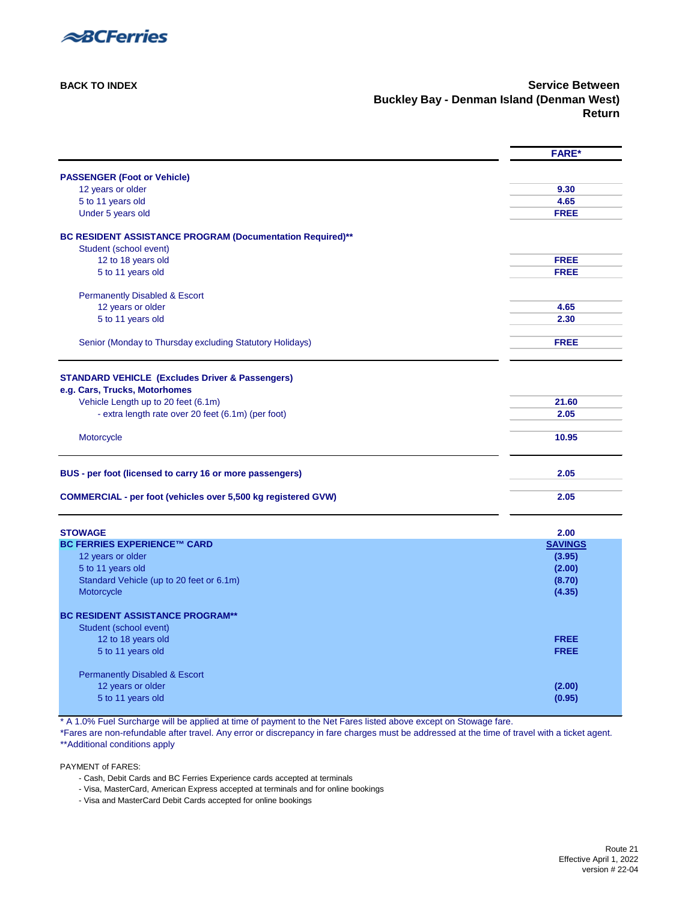BCFerries

**BACK TO INDEX**

## Service Between
## Buckley Bay - Denman Island (Denman West)
## Return

| | FARE* |
|---|---|
| **PASSENGER (Foot or Vehicle)** | |
| 12 years or older | **9.30** |
| 5 to 11 years old | **4.65** |
| Under 5 years old | **FREE** |
| **BC RESIDENT ASSISTANCE PROGRAM (Documentation Required)**** | |
| Student (school event) | |
| 12 to 18 years old | **FREE** |
| 5 to 11 years old | **FREE** |
| Permanently Disabled & Escort | |
| 12 years or older | **4.65** |
| 5 to 11 years old | **2.30** |
| Senior (Monday to Thursday excluding Statutory Holidays) | **FREE** |
| **STANDARD VEHICLE (Excludes Driver & Passengers)** | |
| **e.g. Cars, Trucks, Motorhomes** | |
| Vehicle Length up to 20 feet (6.1m) | **21.60** |
| - extra length rate over 20 feet (6.1m) (per foot) | **2.05** |
| Motorcycle | **10.95** |
| **BUS - per foot (licensed to carry 16 or more passengers)** | **2.05** |
| **COMMERCIAL - per foot (vehicles over 5,500 kg registered GVW)** | **2.05** |
| **STOWAGE** | **2.00** |
| **BC FERRIES EXPERIENCE™ CARD** | **SAVINGS** |
| 12 years or older | **(3.95)** |
| 5 to 11 years old | **(2.00)** |
| Standard Vehicle (up to 20 feet or 6.1m) | **(8.70)** |
| Motorcycle | **(4.35)** |
| **BC RESIDENT ASSISTANCE PROGRAM**** | |
| Student (school event) | |
| 12 to 18 years old | **FREE** |
| 5 to 11 years old | **FREE** |
| Permanently Disabled & Escort | |
| 12 years or older | **(2.00)** |
| 5 to 11 years old | **(0.95)** |

* A 1.0% Fuel Surcharge will be applied at time of payment to the Net Fares listed above except on Stowage fare.
*Fares are non-refundable after travel. Any error or discrepancy in fare charges must be addressed at the time of travel with a ticket agent.
**Additional conditions apply

PAYMENT of FARES:

- Cash, Debit Cards and BC Ferries Experience cards accepted at terminals
- Visa, MasterCard, American Express accepted at terminals and for online bookings
- Visa and MasterCard Debit Cards accepted for online bookings

Route 21
Effective April 1, 2022
version # 22-04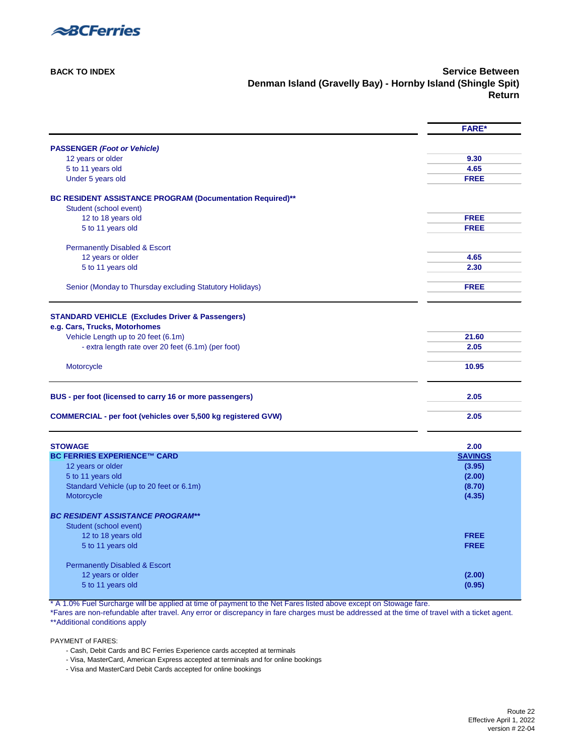BCFerries

**BACK TO INDEX**

## Service Between Denman Island (Gravelly Bay) - Hornby Island (Shingle Spit) Return

| | FARE* |
|---|---|
| **PASSENGER *(Foot or Vehicle)*** | |
| 12 years or older | 9.30 |
| 5 to 11 years old | 4.65 |
| Under 5 years old | FREE |
| **BC RESIDENT ASSISTANCE PROGRAM (Documentation Required)\*\*** | |
| Student (school event) | |
| 12 to 18 years old | FREE |
| 5 to 11 years old | FREE |
| Permanently Disabled & Escort | |
| 12 years or older | 4.65 |
| 5 to 11 years old | 2.30 |
| Senior (Monday to Thursday excluding Statutory Holidays) | FREE |
| **STANDARD VEHICLE (Excludes Driver & Passengers)** | |
| **e.g. Cars, Trucks, Motorhomes** | |
| Vehicle Length up to 20 feet (6.1m) | 21.60 |
| - extra length rate over 20 feet (6.1m) (per foot) | 2.05 |
| Motorcycle | 10.95 |
| **BUS - per foot (licensed to carry 16 or more passengers)** | 2.05 |
| **COMMERCIAL - per foot (vehicles over 5,500 kg registered GVW)** | 2.05 |
| **STOWAGE** | 2.00 |
| **BC FERRIES EXPERIENCE™ CARD** | **SAVINGS** |
| 12 years or older | (3.95) |
| 5 to 11 years old | (2.00) |
| Standard Vehicle (up to 20 feet or 6.1m) | (8.70) |
| Motorcycle | (4.35) |
| ***BC RESIDENT ASSISTANCE PROGRAM\*\**** | |
| Student (school event) | |
| 12 to 18 years old | FREE |
| 5 to 11 years old | FREE |
| Permanently Disabled & Escort | |
| 12 years or older | (2.00) |
| 5 to 11 years old | (0.95) |

\* A 1.0% Fuel Surcharge will be applied at time of payment to the Net Fares listed above except on Stowage fare.
\*Fares are non-refundable after travel. Any error or discrepancy in fare charges must be addressed at the time of travel with a ticket agent.
\*\*Additional conditions apply

PAYMENT of FARES:

- Cash, Debit Cards and BC Ferries Experience cards accepted at terminals
- Visa, MasterCard, American Express accepted at terminals and for online bookings
- Visa and MasterCard Debit Cards accepted for online bookings

Route 22
Effective April 1, 2022
version # 22-04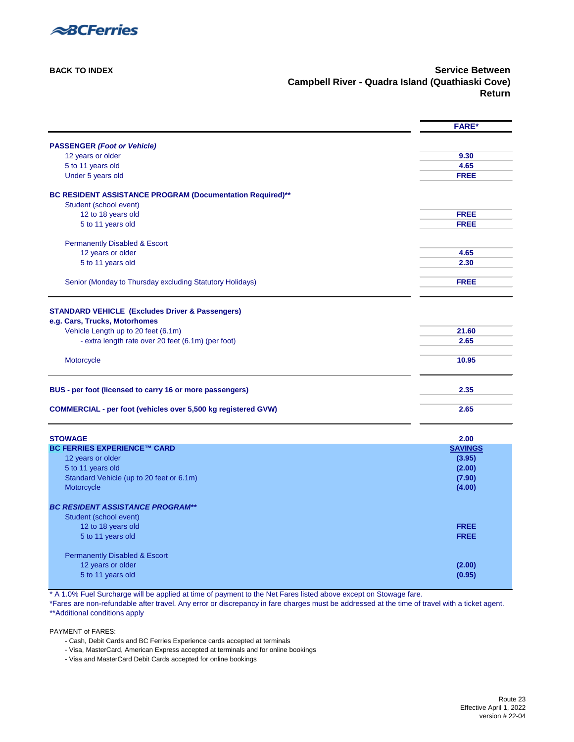BCFerries

BACK TO INDEX

## Service Between
## Campbell River - Quadra Island (Quathiaski Cove)
## Return

| | FARE* |
|---|---|
| **PASSENGER *(Foot or Vehicle)*** | |
| 12 years or older | 9.30 |
| 5 to 11 years old | 4.65 |
| Under 5 years old | FREE |
| **BC RESIDENT ASSISTANCE PROGRAM (Documentation Required)**** | |
| Student (school event) | |
| 12 to 18 years old | FREE |
| 5 to 11 years old | FREE |
| Permanently Disabled & Escort | |
| 12 years or older | 4.65 |
| 5 to 11 years old | 2.30 |
| Senior (Monday to Thursday excluding Statutory Holidays) | FREE |
| **STANDARD VEHICLE (Excludes Driver & Passengers)** | |
| **e.g. Cars, Trucks, Motorhomes** | |
| Vehicle Length up to 20 feet (6.1m) | 21.60 |
| - extra length rate over 20 feet (6.1m) (per foot) | 2.65 |
| Motorcycle | 10.95 |
| **BUS - per foot (licensed to carry 16 or more passengers)** | 2.35 |
| **COMMERCIAL - per foot (vehicles over 5,500 kg registered GVW)** | 2.65 |
| **STOWAGE** | 2.00 |
| **BC FERRIES EXPERIENCE™ CARD** | **SAVINGS** |
| 12 years or older | (3.95) |
| 5 to 11 years old | (2.00) |
| Standard Vehicle (up to 20 feet or 6.1m) | (7.90) |
| Motorcycle | (4.00) |
| ***BC RESIDENT ASSISTANCE PROGRAM**** | |
| Student (school event) | |
| 12 to 18 years old | FREE |
| 5 to 11 years old | FREE |
| Permanently Disabled & Escort | |
| 12 years or older | (2.00) |
| 5 to 11 years old | (0.95) |

\* A 1.0% Fuel Surcharge will be applied at time of payment to the Net Fares listed above except on Stowage fare.
\*Fares are non-refundable after travel. Any error or discrepancy in fare charges must be addressed at the time of travel with a ticket agent.
\*\*Additional conditions apply

PAYMENT of FARES:

- Cash, Debit Cards and BC Ferries Experience cards accepted at terminals
- Visa, MasterCard, American Express accepted at terminals and for online bookings
- Visa and MasterCard Debit Cards accepted for online bookings

Route 23
Effective April 1, 2022
version # 22-04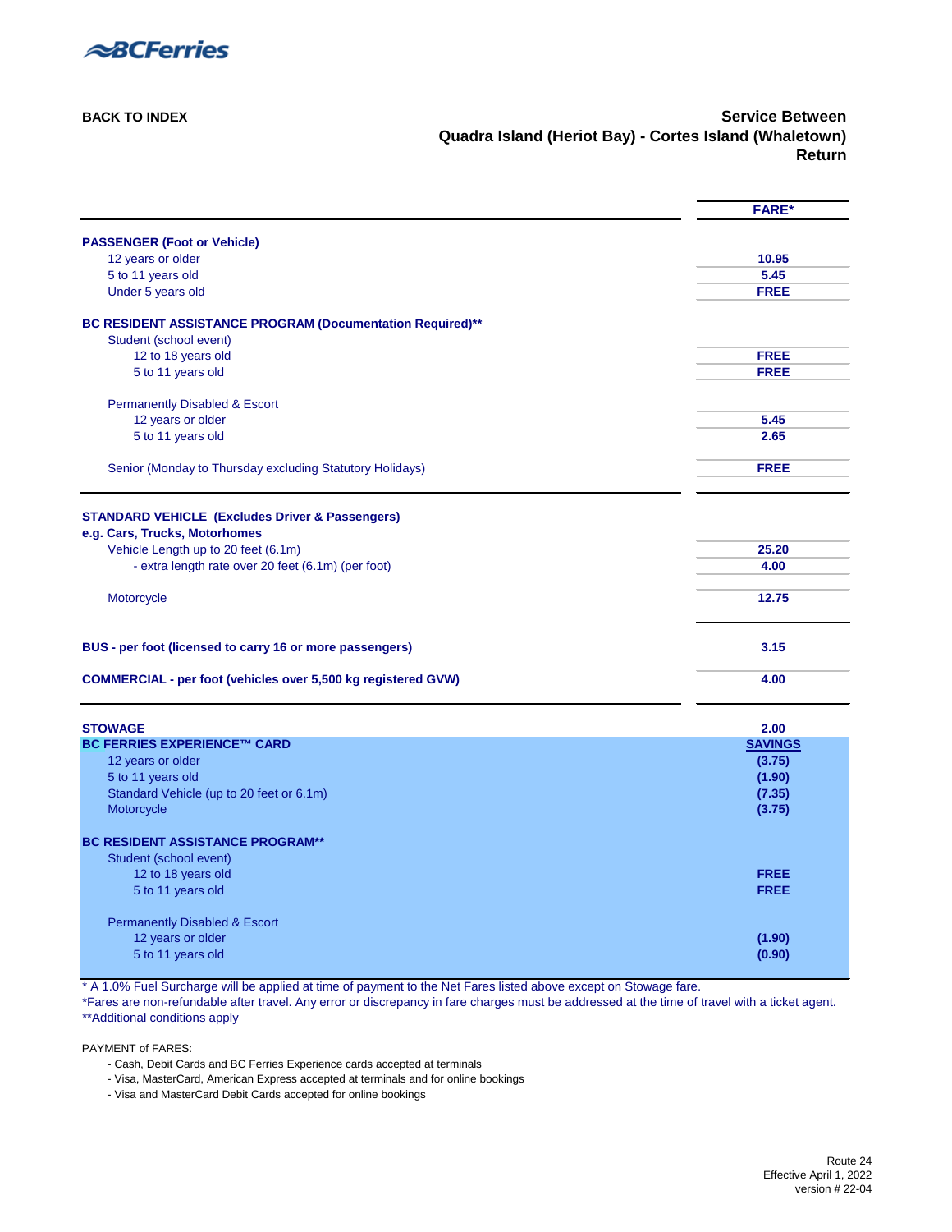BCFerries

BACK TO INDEX

## Service Between Quadra Island (Heriot Bay) - Cortes Island (Whaletown) Return

| | FARE* |
|---|---|
| **PASSENGER (Foot or Vehicle)** | |
| 12 years or older | 10.95 |
| 5 to 11 years old | 5.45 |
| Under 5 years old | FREE |
| **BC RESIDENT ASSISTANCE PROGRAM (Documentation Required)**** | |
| Student (school event) | |
| 12 to 18 years old | FREE |
| 5 to 11 years old | FREE |
| Permanently Disabled & Escort | |
| 12 years or older | 5.45 |
| 5 to 11 years old | 2.65 |
| Senior (Monday to Thursday excluding Statutory Holidays) | FREE |
| **STANDARD VEHICLE (Excludes Driver & Passengers)** | |
| **e.g. Cars, Trucks, Motorhomes** | |
| Vehicle Length up to 20 feet (6.1m) | 25.20 |
| - extra length rate over 20 feet (6.1m) (per foot) | 4.00 |
| Motorcycle | 12.75 |
| **BUS - per foot (licensed to carry 16 or more passengers)** | 3.15 |
| **COMMERCIAL - per foot (vehicles over 5,500 kg registered GVW)** | 4.00 |
| **STOWAGE** | 2.00 |

| **BC FERRIES EXPERIENCE™ CARD** | **SAVINGS** |
|---|---|
| 12 years or older | (3.75) |
| 5 to 11 years old | (1.90) |
| Standard Vehicle (up to 20 feet or 6.1m) | (7.35) |
| Motorcycle | (3.75) |
| **BC RESIDENT ASSISTANCE PROGRAM**** | |
| Student (school event) | |
| 12 to 18 years old | FREE |
| 5 to 11 years old | FREE |
| Permanently Disabled & Escort | |
| 12 years or older | (1.90) |
| 5 to 11 years old | (0.90) |

* A 1.0% Fuel Surcharge will be applied at time of payment to the Net Fares listed above except on Stowage fare.
*Fares are non-refundable after travel. Any error or discrepancy in fare charges must be addressed at the time of travel with a ticket agent.
**Additional conditions apply

PAYMENT of FARES:

- Cash, Debit Cards and BC Ferries Experience cards accepted at terminals
- Visa, MasterCard, American Express accepted at terminals and for online bookings
- Visa and MasterCard Debit Cards accepted for online bookings

Route 24
Effective April 1, 2022
version # 22-04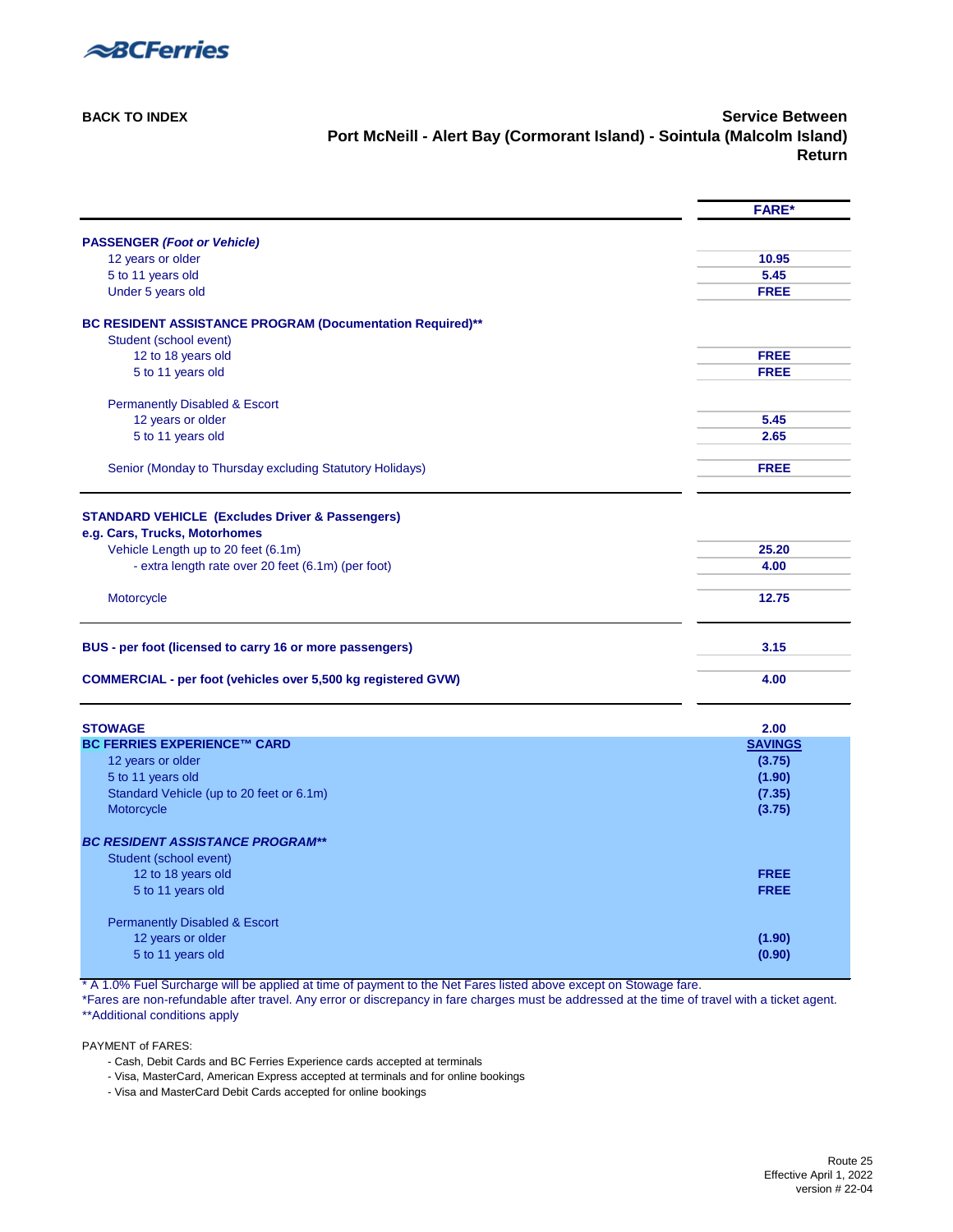BCFerries

**BACK TO INDEX**

## Service Between
## Port McNeill - Alert Bay (Cormorant Island) - Sointula (Malcolm Island)
## Return

| | FARE* |
|---|---|
| **PASSENGER *(Foot or Vehicle)*** | |
| 12 years or older | **10.95** |
| 5 to 11 years old | **5.45** |
| Under 5 years old | **FREE** |
| **BC RESIDENT ASSISTANCE PROGRAM (Documentation Required)**** | |
| Student (school event) | |
| 12 to 18 years old | **FREE** |
| 5 to 11 years old | **FREE** |
| Permanently Disabled & Escort | |
| 12 years or older | **5.45** |
| 5 to 11 years old | **2.65** |
| Senior (Monday to Thursday excluding Statutory Holidays) | **FREE** |
| **STANDARD VEHICLE (Excludes Driver & Passengers)** | |
| **e.g. Cars, Trucks, Motorhomes** | |
| Vehicle Length up to 20 feet (6.1m) | **25.20** |
| - extra length rate over 20 feet (6.1m) (per foot) | **4.00** |
| Motorcycle | **12.75** |
| **BUS - per foot (licensed to carry 16 or more passengers)** | **3.15** |
| **COMMERCIAL - per foot (vehicles over 5,500 kg registered GVW)** | **4.00** |
| **STOWAGE** | **2.00** |
| **BC FERRIES EXPERIENCE™ CARD** | **SAVINGS** |
| 12 years or older | **(3.75)** |
| 5 to 11 years old | **(1.90)** |
| Standard Vehicle (up to 20 feet or 6.1m) | **(7.35)** |
| Motorcycle | **(3.75)** |
| ***BC RESIDENT ASSISTANCE PROGRAM**** | |
| Student (school event) | |
| 12 to 18 years old | **FREE** |
| 5 to 11 years old | **FREE** |
| Permanently Disabled & Escort | |
| 12 years or older | **(1.90)** |
| 5 to 11 years old | **(0.90)** |

* A 1.0% Fuel Surcharge will be applied at time of payment to the Net Fares listed above except on Stowage fare.
*Fares are non-refundable after travel. Any error or discrepancy in fare charges must be addressed at the time of travel with a ticket agent.
**Additional conditions apply

PAYMENT of FARES:

- Cash, Debit Cards and BC Ferries Experience cards accepted at terminals
- Visa, MasterCard, American Express accepted at terminals and for online bookings
- Visa and MasterCard Debit Cards accepted for online bookings

Route 25
Effective April 1, 2022
version # 22-04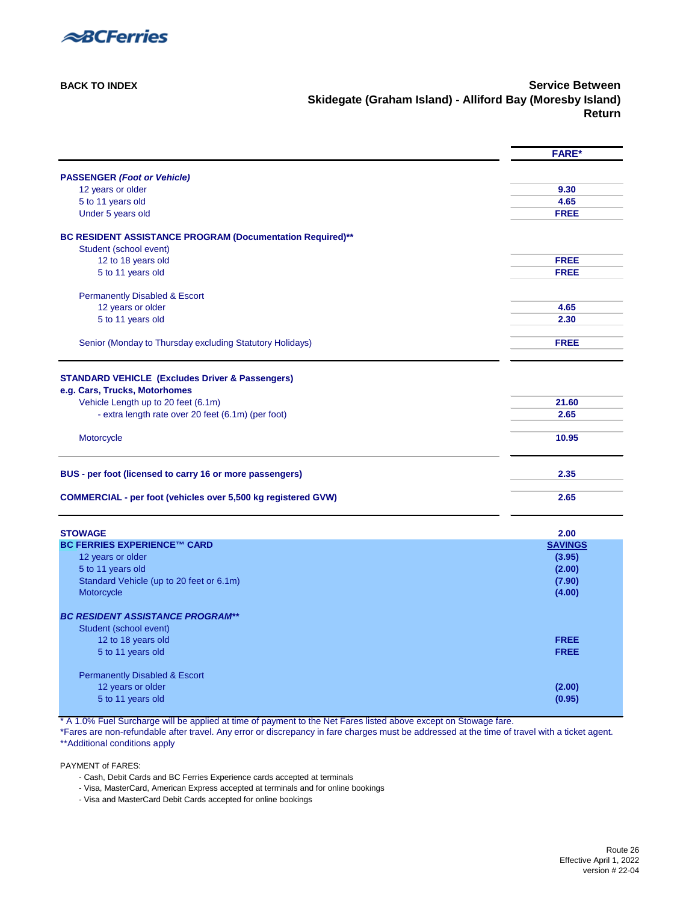BCFerries

BACK TO INDEX

## Service Between
## Skidegate (Graham Island) - Alliford Bay (Moresby Island)
## Return

| | FARE* |
|---|---|
| **PASSENGER** ***(Foot or Vehicle)*** | |
| 12 years or older | **9.30** |
| 5 to 11 years old | **4.65** |
| Under 5 years old | **FREE** |
| **BC RESIDENT ASSISTANCE PROGRAM (Documentation Required)**** | |
| Student (school event) | |
| 12 to 18 years old | **FREE** |
| 5 to 11 years old | **FREE** |
| Permanently Disabled & Escort | |
| 12 years or older | **4.65** |
| 5 to 11 years old | **2.30** |
| Senior (Monday to Thursday excluding Statutory Holidays) | **FREE** |
| **STANDARD VEHICLE (Excludes Driver & Passengers)** | |
| **e.g. Cars, Trucks, Motorhomes** | |
| Vehicle Length up to 20 feet (6.1m) | **21.60** |
| - extra length rate over 20 feet (6.1m) (per foot) | **2.65** |
| Motorcycle | **10.95** |
| **BUS - per foot (licensed to carry 16 or more passengers)** | **2.35** |
| **COMMERCIAL - per foot (vehicles over 5,500 kg registered GVW)** | **2.65** |
| **STOWAGE** | **2.00** |
| **BC FERRIES EXPERIENCE™ CARD** | **SAVINGS** |
| 12 years or older | **(3.95)** |
| 5 to 11 years old | **(2.00)** |
| Standard Vehicle (up to 20 feet or 6.1m) | **(7.90)** |
| Motorcycle | **(4.00)** |
| ***BC RESIDENT ASSISTANCE PROGRAM**** | |
| Student (school event) | |
| 12 to 18 years old | **FREE** |
| 5 to 11 years old | **FREE** |
| Permanently Disabled & Escort | |
| 12 years or older | **(2.00)** |
| 5 to 11 years old | **(0.95)** |

* A 1.0% Fuel Surcharge will be applied at time of payment to the Net Fares listed above except on Stowage fare.
*Fares are non-refundable after travel. Any error or discrepancy in fare charges must be addressed at the time of travel with a ticket agent.
**Additional conditions apply

PAYMENT of FARES:

- Cash, Debit Cards and BC Ferries Experience cards accepted at terminals
- Visa, MasterCard, American Express accepted at terminals and for online bookings
- Visa and MasterCard Debit Cards accepted for online bookings

Route 26
Effective April 1, 2022
version # 22-04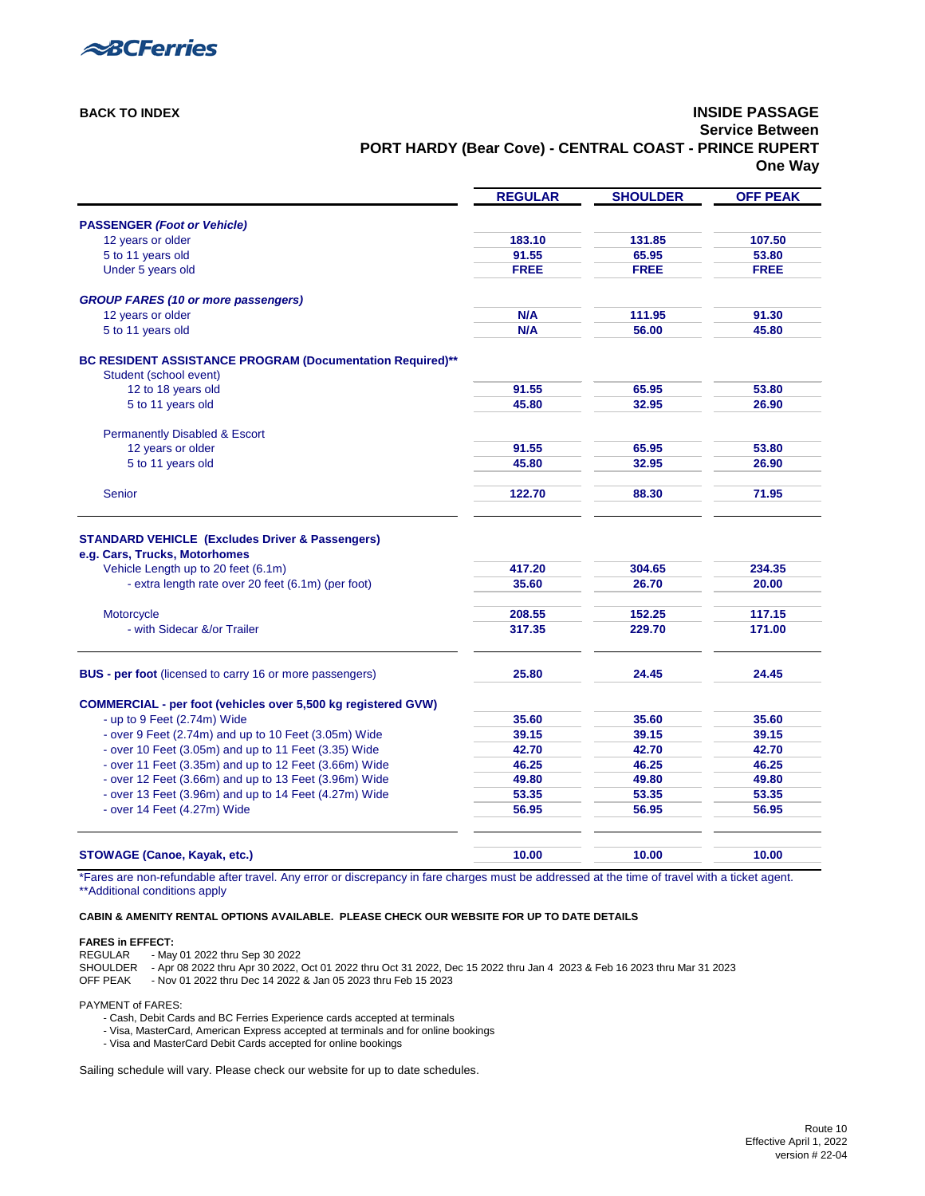BCFerries

**BACK TO INDEX**

## INSIDE PASSAGE
### Service Between
### PORT HARDY (Bear Cove) - CENTRAL COAST - PRINCE RUPERT
### One Way

| | REGULAR | SHOULDER | OFF PEAK |
|---|---|---|---|
| **PASSENGER *(Foot or Vehicle)*** | | | |
| 12 years or older | 183.10 | 131.85 | 107.50 |
| 5 to 11 years old | 91.55 | 65.95 | 53.80 |
| Under 5 years old | FREE | FREE | FREE |
| ***GROUP FARES (10 or more passengers)*** | | | |
| 12 years or older | N/A | 111.95 | 91.30 |
| 5 to 11 years old | N/A | 56.00 | 45.80 |
| **BC RESIDENT ASSISTANCE PROGRAM (Documentation Required)**** | | | |
| Student (school event) | | | |
| 12 to 18 years old | 91.55 | 65.95 | 53.80 |
| 5 to 11 years old | 45.80 | 32.95 | 26.90 |
| Permanently Disabled & Escort | | | |
| 12 years or older | 91.55 | 65.95 | 53.80 |
| 5 to 11 years old | 45.80 | 32.95 | 26.90 |
| Senior | 122.70 | 88.30 | 71.95 |
| **STANDARD VEHICLE (Excludes Driver & Passengers)** | | | |
| **e.g. Cars, Trucks, Motorhomes** | | | |
| Vehicle Length up to 20 feet (6.1m) | 417.20 | 304.65 | 234.35 |
| - extra length rate over 20 feet (6.1m) (per foot) | 35.60 | 26.70 | 20.00 |
| Motorcycle | 208.55 | 152.25 | 117.15 |
| - with Sidecar &/or Trailer | 317.35 | 229.70 | 171.00 |
| **BUS - per foot** (licensed to carry 16 or more passengers) | 25.80 | 24.45 | 24.45 |
| **COMMERCIAL - per foot (vehicles over 5,500 kg registered GVW)** | | | |
| - up to 9 Feet (2.74m) Wide | 35.60 | 35.60 | 35.60 |
| - over 9 Feet (2.74m) and up to 10 Feet (3.05m) Wide | 39.15 | 39.15 | 39.15 |
| - over 10 Feet (3.05m) and up to 11 Feet (3.35) Wide | 42.70 | 42.70 | 42.70 |
| - over 11 Feet (3.35m) and up to 12 Feet (3.66m) Wide | 46.25 | 46.25 | 46.25 |
| - over 12 Feet (3.66m) and up to 13 Feet (3.96m) Wide | 49.80 | 49.80 | 49.80 |
| - over 13 Feet (3.96m) and up to 14 Feet (4.27m) Wide | 53.35 | 53.35 | 53.35 |
| - over 14 Feet (4.27m) Wide | 56.95 | 56.95 | 56.95 |
| **STOWAGE (Canoe, Kayak, etc.)** | 10.00 | 10.00 | 10.00 |

*Fares are non-refundable after travel. Any error or discrepancy in fare charges must be addressed at the time of travel with a ticket agent.
**Additional conditions apply

**CABIN & AMENITY RENTAL OPTIONS AVAILABLE. PLEASE CHECK OUR WEBSITE FOR UP TO DATE DETAILS**

**FARES in EFFECT:**
REGULAR - May 01 2022 thru Sep 30 2022
SHOULDER - Apr 08 2022 thru Apr 30 2022, Oct 01 2022 thru Oct 31 2022, Dec 15 2022 thru Jan 4 2023 & Feb 16 2023 thru Mar 31 2023
OFF PEAK - Nov 01 2022 thru Dec 14 2022 & Jan 05 2023 thru Feb 15 2023

PAYMENT of FARES:
- Cash, Debit Cards and BC Ferries Experience cards accepted at terminals
- Visa, MasterCard, American Express accepted at terminals and for online bookings
- Visa and MasterCard Debit Cards accepted for online bookings

Sailing schedule will vary. Please check our website for up to date schedules.

Route 10
Effective April 1, 2022
version # 22-04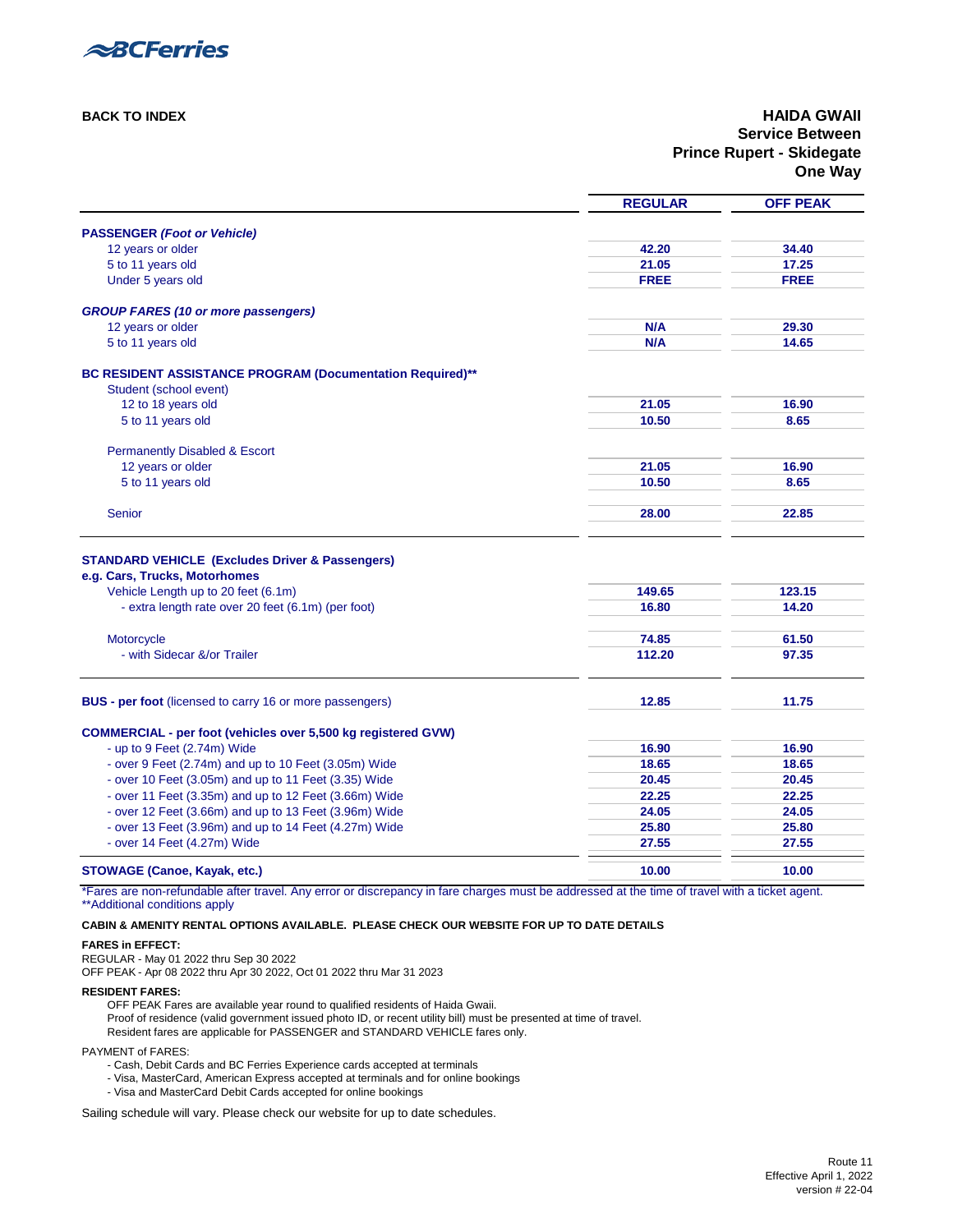BCFerries

**BACK TO INDEX**

## HAIDA GWAII
## Service Between
## Prince Rupert - Skidegate
## One Way

| | REGULAR | OFF PEAK |
|---|---|---|
| ***PASSENGER (Foot or Vehicle)*** | | |
| 12 years or older | 42.20 | 34.40 |
| 5 to 11 years old | 21.05 | 17.25 |
| Under 5 years old | FREE | FREE |
| ***GROUP FARES (10 or more passengers)*** | | |
| 12 years or older | N/A | 29.30 |
| 5 to 11 years old | N/A | 14.65 |
| **BC RESIDENT ASSISTANCE PROGRAM (Documentation Required)**** | | |
| Student (school event) | | |
| 12 to 18 years old | 21.05 | 16.90 |
| 5 to 11 years old | 10.50 | 8.65 |
| Permanently Disabled & Escort | | |
| 12 years or older | 21.05 | 16.90 |
| 5 to 11 years old | 10.50 | 8.65 |
| Senior | 28.00 | 22.85 |
| **STANDARD VEHICLE (Excludes Driver & Passengers)** | | |
| **e.g. Cars, Trucks, Motorhomes** | | |
| Vehicle Length up to 20 feet (6.1m) | 149.65 | 123.15 |
| - extra length rate over 20 feet (6.1m) (per foot) | 16.80 | 14.20 |
| Motorcycle | 74.85 | 61.50 |
| - with Sidecar &/or Trailer | 112.20 | 97.35 |
| **BUS - per foot** (licensed to carry 16 or more passengers) | 12.85 | 11.75 |
| **COMMERCIAL - per foot (vehicles over 5,500 kg registered GVW)** | | |
| - up to 9 Feet (2.74m) Wide | 16.90 | 16.90 |
| - over 9 Feet (2.74m) and up to 10 Feet (3.05m) Wide | 18.65 | 18.65 |
| - over 10 Feet (3.05m) and up to 11 Feet (3.35) Wide | 20.45 | 20.45 |
| - over 11 Feet (3.35m) and up to 12 Feet (3.66m) Wide | 22.25 | 22.25 |
| - over 12 Feet (3.66m) and up to 13 Feet (3.96m) Wide | 24.05 | 24.05 |
| - over 13 Feet (3.96m) and up to 14 Feet (4.27m) Wide | 25.80 | 25.80 |
| - over 14 Feet (4.27m) Wide | 27.55 | 27.55 |
| **STOWAGE (Canoe, Kayak, etc.)** | 10.00 | 10.00 |

*Fares are non-refundable after travel. Any error or discrepancy in fare charges must be addressed at the time of travel with a ticket agent.
**Additional conditions apply

**CABIN & AMENITY RENTAL OPTIONS AVAILABLE. PLEASE CHECK OUR WEBSITE FOR UP TO DATE DETAILS**

**FARES in EFFECT:**
REGULAR - May 01 2022 thru Sep 30 2022
OFF PEAK - Apr 08 2022 thru Apr 30 2022, Oct 01 2022 thru Mar 31 2023

**RESIDENT FARES:**
OFF PEAK Fares are available year round to qualified residents of Haida Gwaii.
Proof of residence (valid government issued photo ID, or recent utility bill) must be presented at time of travel.
Resident fares are applicable for PASSENGER and STANDARD VEHICLE fares only.

PAYMENT of FARES:
- Cash, Debit Cards and BC Ferries Experience cards accepted at terminals
- Visa, MasterCard, American Express accepted at terminals and for online bookings
- Visa and MasterCard Debit Cards accepted for online bookings

Sailing schedule will vary. Please check our website for up to date schedules.

Route 11
Effective April 1, 2022
version # 22-04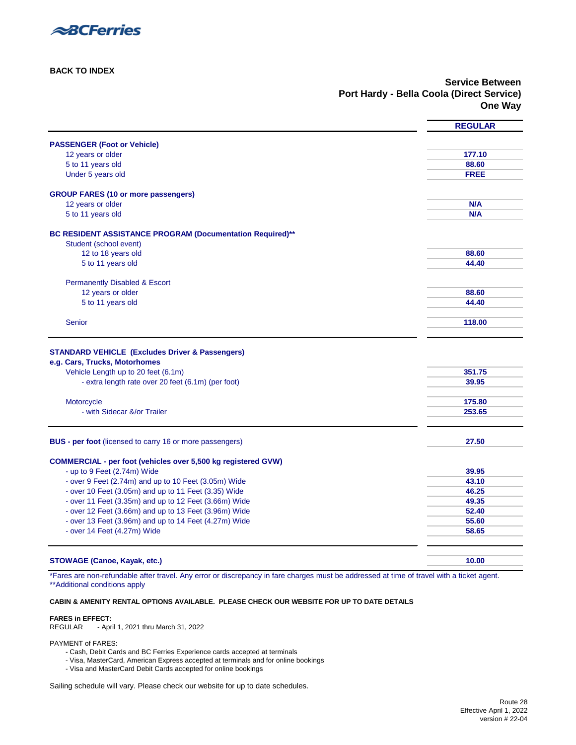BCFerries

**BACK TO INDEX**

## Service Between
## Port Hardy - Bella Coola (Direct Service)
## One Way

| | REGULAR |
|---|---|
| **PASSENGER (Foot or Vehicle)** | |
| 12 years or older | 177.10 |
| 5 to 11 years old | 88.60 |
| Under 5 years old | FREE |
| **GROUP FARES (10 or more passengers)** | |
| 12 years or older | N/A |
| 5 to 11 years old | N/A |
| **BC RESIDENT ASSISTANCE PROGRAM (Documentation Required)**** | |
| Student (school event) | |
| 12 to 18 years old | 88.60 |
| 5 to 11 years old | 44.40 |
| Permanently Disabled & Escort | |
| 12 years or older | 88.60 |
| 5 to 11 years old | 44.40 |
| Senior | 118.00 |
| **STANDARD VEHICLE (Excludes Driver & Passengers)** **e.g. Cars, Trucks, Motorhomes** | |
| Vehicle Length up to 20 feet (6.1m) | 351.75 |
| - extra length rate over 20 feet (6.1m) (per foot) | 39.95 |
| Motorcycle | 175.80 |
| - with Sidecar &/or Trailer | 253.65 |
| **BUS - per foot** (licensed to carry 16 or more passengers) | 27.50 |
| **COMMERCIAL - per foot (vehicles over 5,500 kg registered GVW)** | |
| - up to 9 Feet (2.74m) Wide | 39.95 |
| - over 9 Feet (2.74m) and up to 10 Feet (3.05m) Wide | 43.10 |
| - over 10 Feet (3.05m) and up to 11 Feet (3.35) Wide | 46.25 |
| - over 11 Feet (3.35m) and up to 12 Feet (3.66m) Wide | 49.35 |
| - over 12 Feet (3.66m) and up to 13 Feet (3.96m) Wide | 52.40 |
| - over 13 Feet (3.96m) and up to 14 Feet (4.27m) Wide | 55.60 |
| - over 14 Feet (4.27m) Wide | 58.65 |
| **STOWAGE (Canoe, Kayak, etc.)** | 10.00 |

*Fares are non-refundable after travel. Any error or discrepancy in fare charges must be addressed at time of travel with a ticket agent.
**Additional conditions apply

**CABIN & AMENITY RENTAL OPTIONS AVAILABLE. PLEASE CHECK OUR WEBSITE FOR UP TO DATE DETAILS**

**FARES in EFFECT:**
REGULAR - April 1, 2021 thru March 31, 2022

PAYMENT of FARES:
- Cash, Debit Cards and BC Ferries Experience cards accepted at terminals
- Visa, MasterCard, American Express accepted at terminals and for online bookings
- Visa and MasterCard Debit Cards accepted for online bookings

Sailing schedule will vary. Please check our website for up to date schedules.

Route 28
Effective April 1, 2022
version # 22-04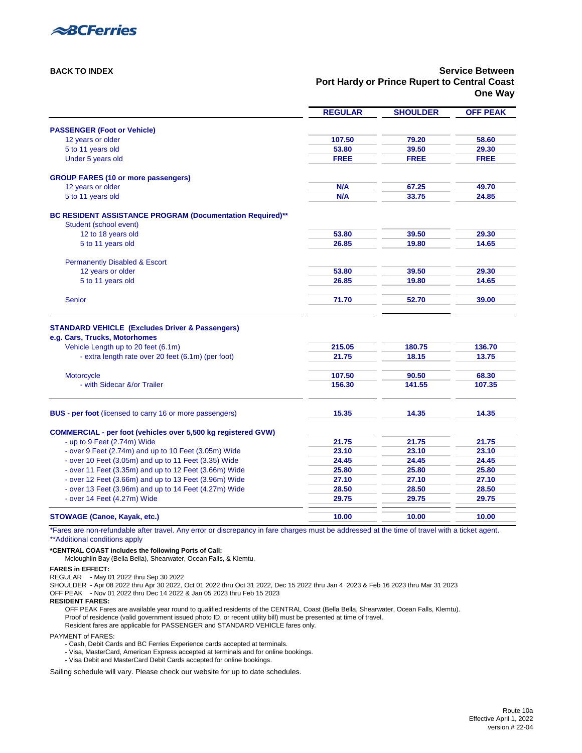BCFerries

**BACK TO INDEX**

## Service Between Port Hardy or Prince Rupert to Central Coast One Way

| | REGULAR | SHOULDER | OFF PEAK |
|---|---|---|---|
| **PASSENGER (Foot or Vehicle)** | | | |
| 12 years or older | 107.50 | 79.20 | 58.60 |
| 5 to 11 years old | 53.80 | 39.50 | 29.30 |
| Under 5 years old | FREE | FREE | FREE |
| **GROUP FARES (10 or more passengers)** | | | |
| 12 years or older | N/A | 67.25 | 49.70 |
| 5 to 11 years old | N/A | 33.75 | 24.85 |
| **BC RESIDENT ASSISTANCE PROGRAM (Documentation Required)**** | | | |
| Student (school event) | | | |
| 12 to 18 years old | 53.80 | 39.50 | 29.30 |
| 5 to 11 years old | 26.85 | 19.80 | 14.65 |
| Permanently Disabled & Escort | | | |
| 12 years or older | 53.80 | 39.50 | 29.30 |
| 5 to 11 years old | 26.85 | 19.80 | 14.65 |
| Senior | 71.70 | 52.70 | 39.00 |
| **STANDARD VEHICLE (Excludes Driver & Passengers) e.g. Cars, Trucks, Motorhomes** | | | |
| Vehicle Length up to 20 feet (6.1m) | 215.05 | 180.75 | 136.70 |
| - extra length rate over 20 feet (6.1m) (per foot) | 21.75 | 18.15 | 13.75 |
| Motorcycle | 107.50 | 90.50 | 68.30 |
| - with Sidecar &/or Trailer | 156.30 | 141.55 | 107.35 |
| **BUS - per foot** (licensed to carry 16 or more passengers) | 15.35 | 14.35 | 14.35 |
| **COMMERCIAL - per foot (vehicles over 5,500 kg registered GVW)** | | | |
| - up to 9 Feet (2.74m) Wide | 21.75 | 21.75 | 21.75 |
| - over 9 Feet (2.74m) and up to 10 Feet (3.05m) Wide | 23.10 | 23.10 | 23.10 |
| - over 10 Feet (3.05m) and up to 11 Feet (3.35) Wide | 24.45 | 24.45 | 24.45 |
| - over 11 Feet (3.35m) and up to 12 Feet (3.66m) Wide | 25.80 | 25.80 | 25.80 |
| - over 12 Feet (3.66m) and up to 13 Feet (3.96m) Wide | 27.10 | 27.10 | 27.10 |
| - over 13 Feet (3.96m) and up to 14 Feet (4.27m) Wide | 28.50 | 28.50 | 28.50 |
| - over 14 Feet (4.27m) Wide | 29.75 | 29.75 | 29.75 |
| **STOWAGE (Canoe, Kayak, etc.)** | 10.00 | 10.00 | 10.00 |

*Fares are non-refundable after travel. Any error or discrepancy in fare charges must be addressed at the time of travel with a ticket agent.
**Additional conditions apply

**\*CENTRAL COAST includes the following Ports of Call:**
Mcloughlin Bay (Bella Bella), Shearwater, Ocean Falls, & Klemtu.

**FARES in EFFECT:**
REGULAR - May 01 2022 thru Sep 30 2022
SHOULDER - Apr 08 2022 thru Apr 30 2022, Oct 01 2022 thru Oct 31 2022, Dec 15 2022 thru Jan 4 2023 & Feb 16 2023 thru Mar 31 2023
OFF PEAK - Nov 01 2022 thru Dec 14 2022 & Jan 05 2023 thru Feb 15 2023

**RESIDENT FARES:**
OFF PEAK Fares are available year round to qualified residents of the CENTRAL Coast (Bella Bella, Shearwater, Ocean Falls, Klemtu).
Proof of residence (valid government issued photo ID, or recent utility bill) must be presented at time of travel.
Resident fares are applicable for PASSENGER and STANDARD VEHICLE fares only.

PAYMENT of FARES:
- Cash, Debit Cards and BC Ferries Experience cards accepted at terminals.
- Visa, MasterCard, American Express accepted at terminals and for online bookings.
- Visa Debit and MasterCard Debit Cards accepted for online bookings.

Sailing schedule will vary. Please check our website for up to date schedules.

Route 10a
Effective April 1, 2022
version # 22-04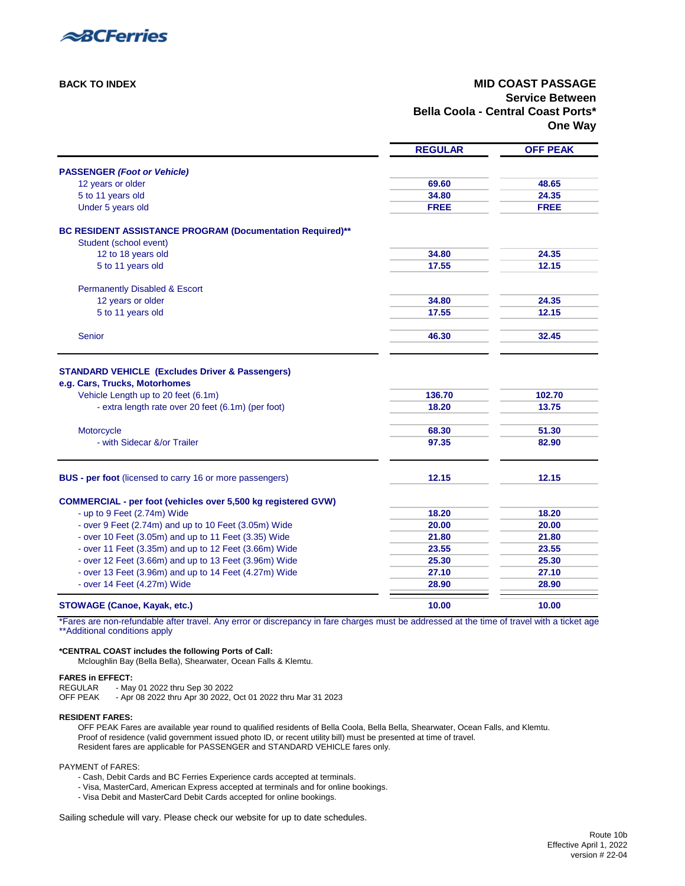BCFerries

**BACK TO INDEX**

## MID COAST PASSAGE
### Service Between
### Bella Coola - Central Coast Ports*
### One Way

| | REGULAR | OFF PEAK |
|---|---|---|
| **PASSENGER *(Foot or Vehicle)*** | | |
| 12 years or older | 69.60 | 48.65 |
| 5 to 11 years old | 34.80 | 24.35 |
| Under 5 years old | FREE | FREE |
| **BC RESIDENT ASSISTANCE PROGRAM (Documentation Required)**** | | |
| Student (school event) | | |
| 12 to 18 years old | 34.80 | 24.35 |
| 5 to 11 years old | 17.55 | 12.15 |
| Permanently Disabled & Escort | | |
| 12 years or older | 34.80 | 24.35 |
| 5 to 11 years old | 17.55 | 12.15 |
| Senior | 46.30 | 32.45 |
| **STANDARD VEHICLE (Excludes Driver & Passengers)** | | |
| **e.g. Cars, Trucks, Motorhomes** | | |
| Vehicle Length up to 20 feet (6.1m) | 136.70 | 102.70 |
| - extra length rate over 20 feet (6.1m) (per foot) | 18.20 | 13.75 |
| Motorcycle | 68.30 | 51.30 |
| - with Sidecar &/or Trailer | 97.35 | 82.90 |
| **BUS - per foot** (licensed to carry 16 or more passengers) | 12.15 | 12.15 |
| **COMMERCIAL - per foot (vehicles over 5,500 kg registered GVW)** | | |
| - up to 9 Feet (2.74m) Wide | 18.20 | 18.20 |
| - over 9 Feet (2.74m) and up to 10 Feet (3.05m) Wide | 20.00 | 20.00 |
| - over 10 Feet (3.05m) and up to 11 Feet (3.35) Wide | 21.80 | 21.80 |
| - over 11 Feet (3.35m) and up to 12 Feet (3.66m) Wide | 23.55 | 23.55 |
| - over 12 Feet (3.66m) and up to 13 Feet (3.96m) Wide | 25.30 | 25.30 |
| - over 13 Feet (3.96m) and up to 14 Feet (4.27m) Wide | 27.10 | 27.10 |
| - over 14 Feet (4.27m) Wide | 28.90 | 28.90 |
| **STOWAGE (Canoe, Kayak, etc.)** | 10.00 | 10.00 |

*Fares are non-refundable after travel. Any error or discrepancy in fare charges must be addressed at the time of travel with a ticket age
**Additional conditions apply

**\*CENTRAL COAST includes the following Ports of Call:**
Mcloughlin Bay (Bella Bella), Shearwater, Ocean Falls & Klemtu.

**FARES in EFFECT:**
REGULAR - May 01 2022 thru Sep 30 2022
OFF PEAK - Apr 08 2022 thru Apr 30 2022, Oct 01 2022 thru Mar 31 2023

**RESIDENT FARES:**
OFF PEAK Fares are available year round to qualified residents of Bella Coola, Bella Bella, Shearwater, Ocean Falls, and Klemtu.
Proof of residence (valid government issued photo ID, or recent utility bill) must be presented at time of travel.
Resident fares are applicable for PASSENGER and STANDARD VEHICLE fares only.

PAYMENT of FARES:
- Cash, Debit Cards and BC Ferries Experience cards accepted at terminals.
- Visa, MasterCard, American Express accepted at terminals and for online bookings.
- Visa Debit and MasterCard Debit Cards accepted for online bookings.

Sailing schedule will vary. Please check our website for up to date schedules.

Route 10b
Effective April 1, 2022
version # 22-04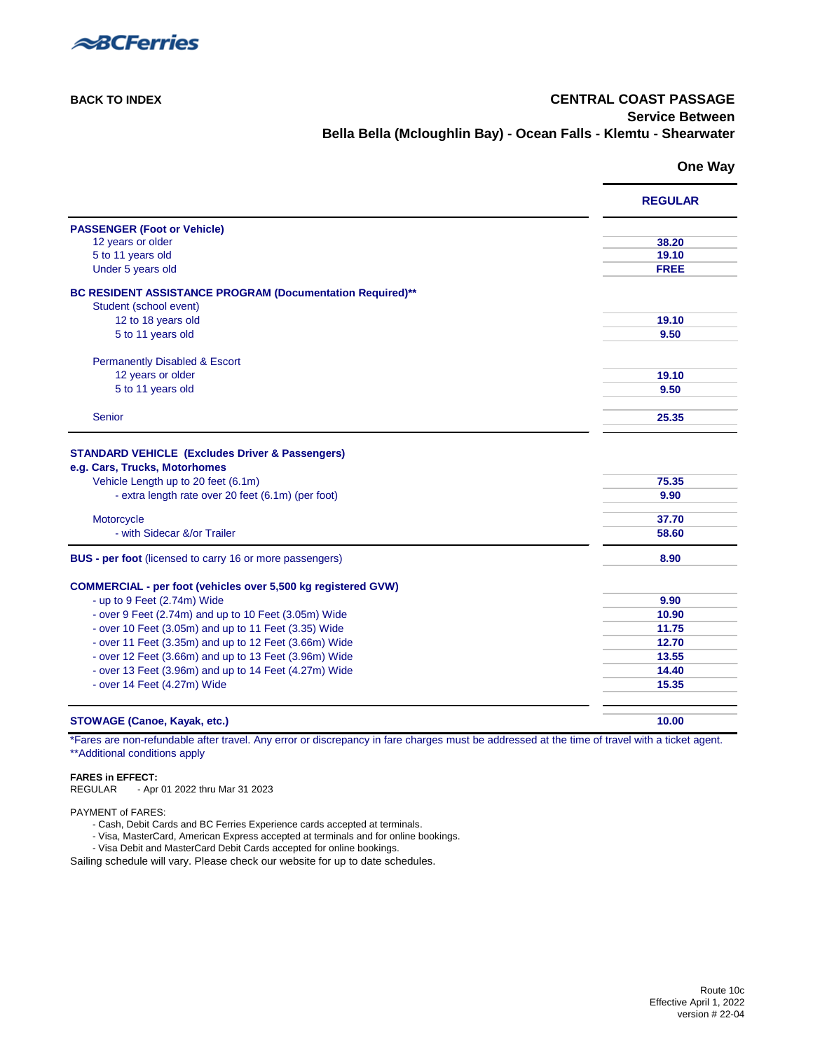BCFerries

**BACK TO INDEX**

## CENTRAL COAST PASSAGE

### Service Between
### Bella Bella (Mcloughlin Bay) - Ocean Falls - Klemtu - Shearwater

| | One Way |
|---|---|
| | **REGULAR** |
| **PASSENGER (Foot or Vehicle)** | |
| 12 years or older | 38.20 |
| 5 to 11 years old | 19.10 |
| Under 5 years old | FREE |
| **BC RESIDENT ASSISTANCE PROGRAM (Documentation Required)**** | |
| Student (school event) | |
| 12 to 18 years old | 19.10 |
| 5 to 11 years old | 9.50 |
| Permanently Disabled & Escort | |
| 12 years or older | 19.10 |
| 5 to 11 years old | 9.50 |
| Senior | 25.35 |
| **STANDARD VEHICLE (Excludes Driver & Passengers)** | |
| **e.g. Cars, Trucks, Motorhomes** | |
| Vehicle Length up to 20 feet (6.1m) | 75.35 |
| - extra length rate over 20 feet (6.1m) (per foot) | 9.90 |
| Motorcycle | 37.70 |
| - with Sidecar &/or Trailer | 58.60 |
| **BUS - per foot** (licensed to carry 16 or more passengers) | 8.90 |
| **COMMERCIAL - per foot (vehicles over 5,500 kg registered GVW)** | |
| - up to 9 Feet (2.74m) Wide | 9.90 |
| - over 9 Feet (2.74m) and up to 10 Feet (3.05m) Wide | 10.90 |
| - over 10 Feet (3.05m) and up to 11 Feet (3.35) Wide | 11.75 |
| - over 11 Feet (3.35m) and up to 12 Feet (3.66m) Wide | 12.70 |
| - over 12 Feet (3.66m) and up to 13 Feet (3.96m) Wide | 13.55 |
| - over 13 Feet (3.96m) and up to 14 Feet (4.27m) Wide | 14.40 |
| - over 14 Feet (4.27m) Wide | 15.35 |
| **STOWAGE (Canoe, Kayak, etc.)** | 10.00 |

*Fares are non-refundable after travel. Any error or discrepancy in fare charges must be addressed at the time of travel with a ticket agent.
**Additional conditions apply

**FARES in EFFECT:**
REGULAR - Apr 01 2022 thru Mar 31 2023

PAYMENT of FARES:
- Cash, Debit Cards and BC Ferries Experience cards accepted at terminals.
- Visa, MasterCard, American Express accepted at terminals and for online bookings.
- Visa Debit and MasterCard Debit Cards accepted for online bookings.

Sailing schedule will vary. Please check our website for up to date schedules.

Route 10c
Effective April 1, 2022
version # 22-04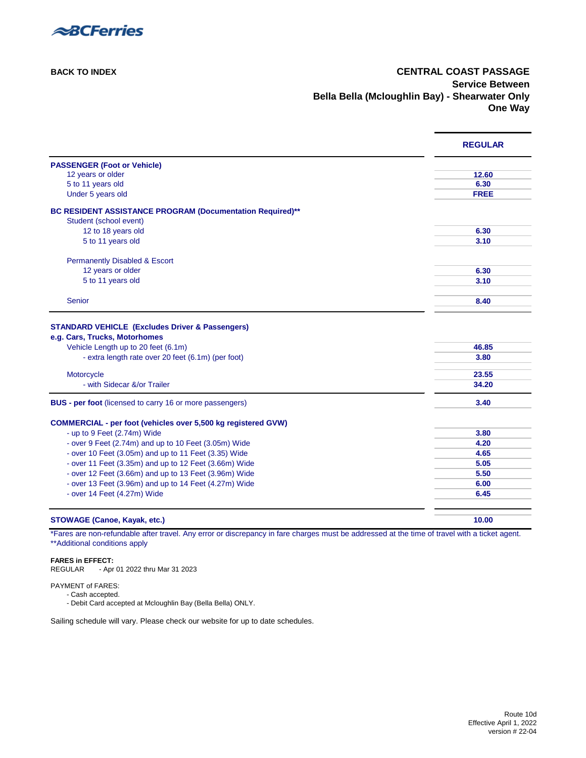BCFerries

BACK TO INDEX

## CENTRAL COAST PASSAGE
### Service Between
### Bella Bella (Mcloughlin Bay) - Shearwater Only
### One Way

| | REGULAR |
|---|---|
| **PASSENGER (Foot or Vehicle)** | |
| 12 years or older | 12.60 |
| 5 to 11 years old | 6.30 |
| Under 5 years old | FREE |
| **BC RESIDENT ASSISTANCE PROGRAM (Documentation Required)**** | |
| Student (school event) | |
| 12 to 18 years old | 6.30 |
| 5 to 11 years old | 3.10 |
| Permanently Disabled & Escort | |
| 12 years or older | 6.30 |
| 5 to 11 years old | 3.10 |
| Senior | 8.40 |
| **STANDARD VEHICLE (Excludes Driver & Passengers)** | |
| **e.g. Cars, Trucks, Motorhomes** | |
| Vehicle Length up to 20 feet (6.1m) | 46.85 |
| - extra length rate over 20 feet (6.1m) (per foot) | 3.80 |
| Motorcycle | 23.55 |
| - with Sidecar &/or Trailer | 34.20 |
| **BUS - per foot** (licensed to carry 16 or more passengers) | 3.40 |
| **COMMERCIAL - per foot (vehicles over 5,500 kg registered GVW)** | |
| - up to 9 Feet (2.74m) Wide | 3.80 |
| - over 9 Feet (2.74m) and up to 10 Feet (3.05m) Wide | 4.20 |
| - over 10 Feet (3.05m) and up to 11 Feet (3.35) Wide | 4.65 |
| - over 11 Feet (3.35m) and up to 12 Feet (3.66m) Wide | 5.05 |
| - over 12 Feet (3.66m) and up to 13 Feet (3.96m) Wide | 5.50 |
| - over 13 Feet (3.96m) and up to 14 Feet (4.27m) Wide | 6.00 |
| - over 14 Feet (4.27m) Wide | 6.45 |
| **STOWAGE (Canoe, Kayak, etc.)** | 10.00 |

*Fares are non-refundable after travel. Any error or discrepancy in fare charges must be addressed at the time of travel with a ticket agent.
**Additional conditions apply

**FARES in EFFECT:**
REGULAR - Apr 01 2022 thru Mar 31 2023

PAYMENT of FARES:
- Cash accepted.
- Debit Card accepted at Mcloughlin Bay (Bella Bella) ONLY.

Sailing schedule will vary. Please check our website for up to date schedules.

Route 10d
Effective April 1, 2022
version # 22-04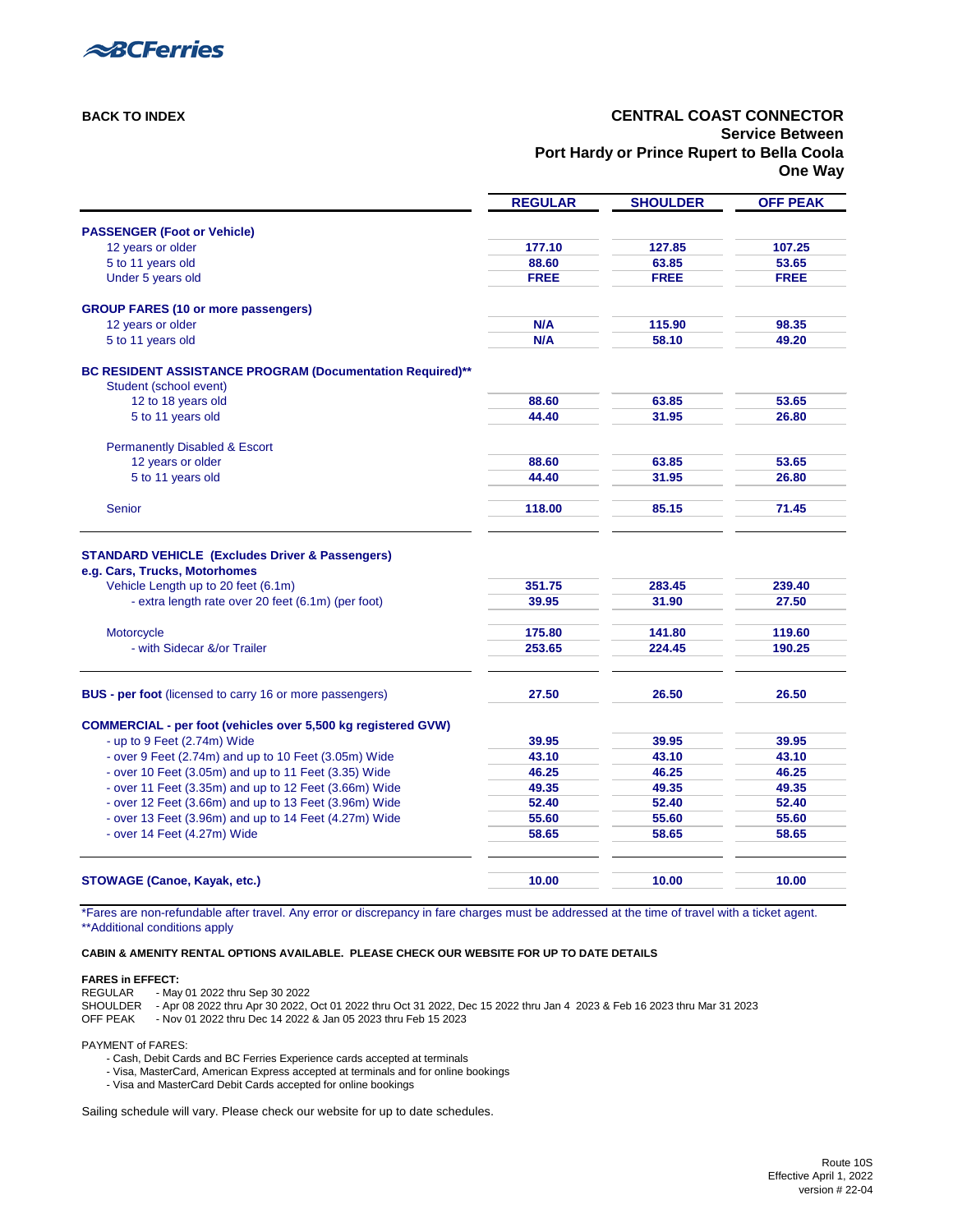BCFerries

BACK TO INDEX

## CENTRAL COAST CONNECTOR
### Service Between
### Port Hardy or Prince Rupert to Bella Coola
### One Way

| | REGULAR | SHOULDER | OFF PEAK |
|---|---|---|---|
| **PASSENGER (Foot or Vehicle)** | | | |
| 12 years or older | 177.10 | 127.85 | 107.25 |
| 5 to 11 years old | 88.60 | 63.85 | 53.65 |
| Under 5 years old | FREE | FREE | FREE |
| **GROUP FARES (10 or more passengers)** | | | |
| 12 years or older | N/A | 115.90 | 98.35 |
| 5 to 11 years old | N/A | 58.10 | 49.20 |
| **BC RESIDENT ASSISTANCE PROGRAM (Documentation Required)**** | | | |
| Student (school event) | | | |
| 12 to 18 years old | 88.60 | 63.85 | 53.65 |
| 5 to 11 years old | 44.40 | 31.95 | 26.80 |
| Permanently Disabled & Escort | | | |
| 12 years or older | 88.60 | 63.85 | 53.65 |
| 5 to 11 years old | 44.40 | 31.95 | 26.80 |
| Senior | 118.00 | 85.15 | 71.45 |
| **STANDARD VEHICLE (Excludes Driver & Passengers)** | | | |
| **e.g. Cars, Trucks, Motorhomes** | | | |
| Vehicle Length up to 20 feet (6.1m) | 351.75 | 283.45 | 239.40 |
| - extra length rate over 20 feet (6.1m) (per foot) | 39.95 | 31.90 | 27.50 |
| Motorcycle | 175.80 | 141.80 | 119.60 |
| - with Sidecar &/or Trailer | 253.65 | 224.45 | 190.25 |
| **BUS - per foot** (licensed to carry 16 or more passengers) | 27.50 | 26.50 | 26.50 |
| **COMMERCIAL - per foot (vehicles over 5,500 kg registered GVW)** | | | |
| - up to 9 Feet (2.74m) Wide | 39.95 | 39.95 | 39.95 |
| - over 9 Feet (2.74m) and up to 10 Feet (3.05m) Wide | 43.10 | 43.10 | 43.10 |
| - over 10 Feet (3.05m) and up to 11 Feet (3.35) Wide | 46.25 | 46.25 | 46.25 |
| - over 11 Feet (3.35m) and up to 12 Feet (3.66m) Wide | 49.35 | 49.35 | 49.35 |
| - over 12 Feet (3.66m) and up to 13 Feet (3.96m) Wide | 52.40 | 52.40 | 52.40 |
| - over 13 Feet (3.96m) and up to 14 Feet (4.27m) Wide | 55.60 | 55.60 | 55.60 |
| - over 14 Feet (4.27m) Wide | 58.65 | 58.65 | 58.65 |
| **STOWAGE (Canoe, Kayak, etc.)** | 10.00 | 10.00 | 10.00 |

*Fares are non-refundable after travel. Any error or discrepancy in fare charges must be addressed at the time of travel with a ticket agent.
**Additional conditions apply

**CABIN & AMENITY RENTAL OPTIONS AVAILABLE. PLEASE CHECK OUR WEBSITE FOR UP TO DATE DETAILS**

**FARES in EFFECT:**
REGULAR - May 01 2022 thru Sep 30 2022
SHOULDER - Apr 08 2022 thru Apr 30 2022, Oct 01 2022 thru Oct 31 2022, Dec 15 2022 thru Jan 4 2023 & Feb 16 2023 thru Mar 31 2023
OFF PEAK - Nov 01 2022 thru Dec 14 2022 & Jan 05 2023 thru Feb 15 2023

PAYMENT of FARES:
- Cash, Debit Cards and BC Ferries Experience cards accepted at terminals
- Visa, MasterCard, American Express accepted at terminals and for online bookings
- Visa and MasterCard Debit Cards accepted for online bookings

Sailing schedule will vary. Please check our website for up to date schedules.

Route 10S
Effective April 1, 2022
version # 22-04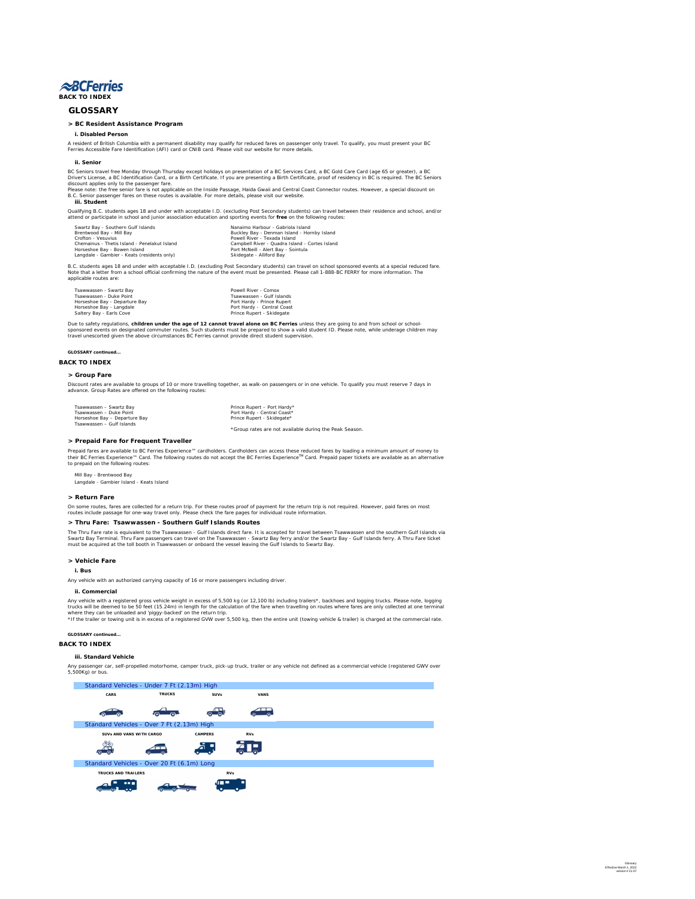BACK TO INDEX

# GLOSSARY

## > BC Resident Assistance Program

### i. Disabled Person

A resident of British Columbia with a permanent disability may qualify for reduced fares on passenger only travel. To qualify, you must present your BC Ferries Accessible Fare Identification (AFI) card or CNIB card. Please visit our website for more details.

### ii. Senior

BC Seniors travel free Monday through Thursday except holidays on presentation of a BC Services Card, a BC Gold Care Card (age 65 or greater), a BC Driver's License, a BC Identification Card, or a Birth Certificate. If you are presenting a Birth Certificate, proof of residency in BC is required. The BC Seniors discount applies only to the passenger fare.

Please note: the free senior fare is not applicable on the Inside Passage, Haida Gwaii and Central Coast Connector routes. However, a special discount on B.C. Senior passenger fares on these routes is available. For more details, please visit our website.

### iii. Student

Qualifying B.C. students ages 18 and under with acceptable I.D. (excluding Post Secondary students) can travel between their residence and school, and/or attend or participate in school and junior association education and sporting events for **free** on the following routes:

- Swartz Bay - Southern Gulf Islands
- Brentwood Bay - Mill Bay
- Crofton - Vesuvius
- Chemainus - Thetis Island - Penelakut Island
- Horseshoe Bay - Bowen Island
- Langdale - Gambier - Keats (residents only)
- Nanaimo Harbour - Gabriola Island
- Buckley Bay - Denman Island - Hornby Island
- Powell River - Texada Island
- Campbell River - Quadra Island - Cortes Island
- Port McNeill - Alert Bay - Sointula
- Skidegate - Alliford Bay

B.C. students ages 18 and under with acceptable I.D. (excluding Post Secondary students) can travel on school sponsored events at a special reduced fare. Note that a letter from a school official confirming the nature of the event must be presented. Please call 1-888-BC FERRY for more information. The applicable routes are:

- Tsawwassen - Swartz Bay
- Tsawwassen - Duke Point
- Horseshoe Bay - Departure Bay
- Horseshoe Bay - Langdale
- Saltery Bay - Earls Cove
- Powell River - Comox
- Tsawwassen - Gulf Islands
- Port Hardy - Prince Rupert
- Port Hardy - Central Coast
- Prince Rupert - Skidegate

Due to safety regulations, **children under the age of 12 cannot travel alone on BC Ferries** unless they are going to and from school or school-sponsored events on designated commuter routes. Such students must be prepared to show a valid student ID. Please note, while underage children may travel unescorted given the above circumstances BC Ferries cannot provide direct student supervision.

**GLOSSARY continued...**

BACK TO INDEX

## > Group Fare

Discount rates are available to groups of 10 or more travelling together, as walk-on passengers or in one vehicle. To qualify you must reserve 7 days in advance. Group Rates are offered on the following routes:

- Tsawwassen – Swartz Bay
- Tsawwassen – Duke Point
- Horseshoe Bay – Departure Bay
- Tsawwassen – Gulf Islands
- Prince Rupert – Port Hardy*
- Port Hardy - Central Coast*
- Prince Rupert - Skidegate*

*Group rates are not available during the Peak Season.

## > Prepaid Fare for Frequent Traveller

Prepaid fares are available to BC Ferries Experience™ cardholders. Cardholders can access these reduced fares by loading a minimum amount of money to their BC Ferries Experience™ Card. The following routes do not accept the BC Ferries Experience™ Card. Prepaid paper tickets are available as an alternative to prepaid on the following routes:

- Mill Bay - Brentwood Bay
- Langdale - Gambier Island - Keats Island

## > Return Fare

On some routes, fares are collected for a return trip. For these routes proof of payment for the return trip is not required. However, paid fares on most routes include passage for one-way travel only. Please check the fare pages for individual route information.

## > Thru Fare: Tsawwassen - Southern Gulf Islands Routes

The Thru Fare rate is equivalent to the Tsawwassen - Gulf Islands direct fare. It is accepted for travel between Tsawwassen and the southern Gulf Islands via Swartz Bay Terminal. Thru Fare passengers can travel on the Tsawwassen - Swartz Bay ferry and/or the Swartz Bay - Gulf Islands ferry. A Thru Fare ticket must be acquired at the toll booth in Tsawwassen or onboard the vessel leaving the Gulf Islands to Swartz Bay.

## > Vehicle Fare

### i. Bus

Any vehicle with an authorized carrying capacity of 16 or more passengers including driver.

### ii. Commercial

Any vehicle with a registered gross vehicle weight in excess of 5,500 kg (or 12,100 lb) including trailers*, backhoes and logging trucks. Please note, logging trucks will be deemed to be 50 feet (15.24m) in length for the calculation of the fare when travelling on routes where fares are only collected at one terminal where they can be unloaded and 'piggy-backed' on the return trip.

*If the trailer or towing unit is in excess of a registered GVW over 5,500 kg, then the entire unit (towing vehicle & trailer) is charged at the commercial rate.

**GLOSSARY continued...**

BACK TO INDEX

### iii. Standard Vehicle

Any passenger car, self-propelled motorhome, camper truck, pick-up truck, trailer or any vehicle not defined as a commercial vehicle (registered GWV over 5,500Kg) or bus.

**Standard Vehicles - Under 7 Ft (2.13m) High**

CARS | TRUCKS | SUVs | VANS

**Standard Vehicles - Over 7 Ft (2.13m) High**

SUVs AND VANS WITH CARGO | CAMPERS | RVs

**Standard Vehicles - Over 20 Ft (6.1m) Long**

TRUCKS AND TRAILERS | RVs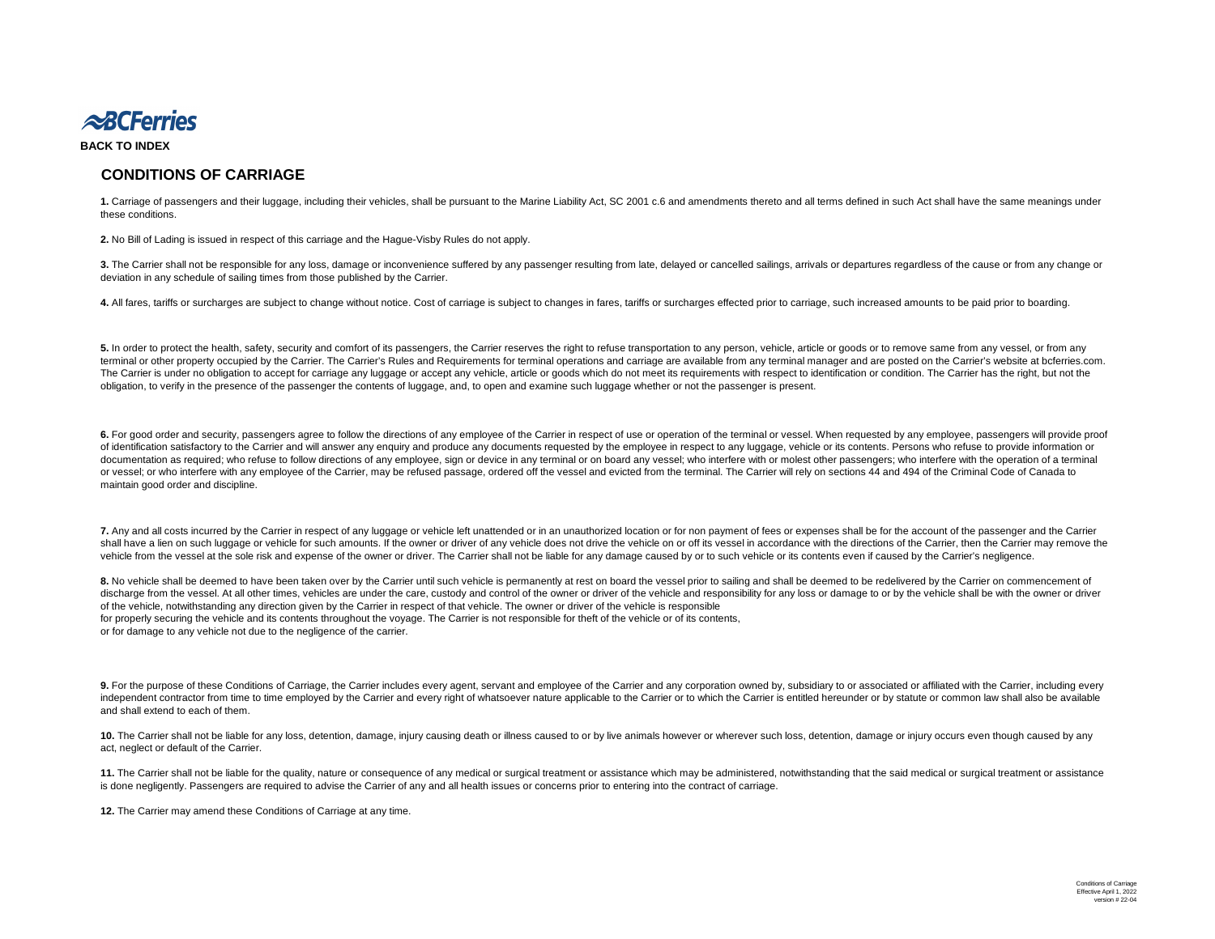≈BCFerries

**BACK TO INDEX**

## CONDITIONS OF CARRIAGE

**1.** Carriage of passengers and their luggage, including their vehicles, shall be pursuant to the Marine Liability Act, SC 2001 c.6 and amendments thereto and all terms defined in such Act shall have the same meanings under these conditions.

**2.** No Bill of Lading is issued in respect of this carriage and the Hague-Visby Rules do not apply.

**3.** The Carrier shall not be responsible for any loss, damage or inconvenience suffered by any passenger resulting from late, delayed or cancelled sailings, arrivals or departures regardless of the cause or from any change or deviation in any schedule of sailing times from those published by the Carrier.

**4.** All fares, tariffs or surcharges are subject to change without notice. Cost of carriage is subject to changes in fares, tariffs or surcharges effected prior to carriage, such increased amounts to be paid prior to boarding.

**5.** In order to protect the health, safety, security and comfort of its passengers, the Carrier reserves the right to refuse transportation to any person, vehicle, article or goods or to remove same from any vessel, or from any terminal or other property occupied by the Carrier. The Carrier's Rules and Requirements for terminal operations and carriage are available from any terminal manager and are posted on the Carrier's website at bcferries.com. The Carrier is under no obligation to accept for carriage any luggage or accept any vehicle, article or goods which do not meet its requirements with respect to identification or condition. The Carrier has the right, but not the obligation, to verify in the presence of the passenger the contents of luggage, and, to open and examine such luggage whether or not the passenger is present.

**6.** For good order and security, passengers agree to follow the directions of any employee of the Carrier in respect of use or operation of the terminal or vessel. When requested by any employee, passengers will provide proof of identification satisfactory to the Carrier and will answer any enquiry and produce any documents requested by the employee in respect to any luggage, vehicle or its contents. Persons who refuse to provide information or documentation as required; who refuse to follow directions of any employee, sign or device in any terminal or on board any vessel; who interfere with or molest other passengers; who interfere with the operation of a terminal or vessel; or who interfere with any employee of the Carrier, may be refused passage, ordered off the vessel and evicted from the terminal. The Carrier will rely on sections 44 and 494 of the Criminal Code of Canada to maintain good order and discipline.

**7.** Any and all costs incurred by the Carrier in respect of any luggage or vehicle left unattended or in an unauthorized location or for non payment of fees or expenses shall be for the account of the passenger and the Carrier shall have a lien on such luggage or vehicle for such amounts. If the owner or driver of any vehicle does not drive the vehicle on or off its vessel in accordance with the directions of the Carrier, then the Carrier may remove the vehicle from the vessel at the sole risk and expense of the owner or driver. The Carrier shall not be liable for any damage caused by or to such vehicle or its contents even if caused by the Carrier's negligence.

**8.** No vehicle shall be deemed to have been taken over by the Carrier until such vehicle is permanently at rest on board the vessel prior to sailing and shall be deemed to be redelivered by the Carrier on commencement of discharge from the vessel. At all other times, vehicles are under the care, custody and control of the owner or driver of the vehicle and responsibility for any loss or damage to or by the vehicle shall be with the owner or driver of the vehicle, notwithstanding any direction given by the Carrier in respect of that vehicle. The owner or driver of the vehicle is responsible for properly securing the vehicle and its contents throughout the voyage. The Carrier is not responsible for theft of the vehicle or of its contents, or for damage to any vehicle not due to the negligence of the carrier.

**9.** For the purpose of these Conditions of Carriage, the Carrier includes every agent, servant and employee of the Carrier and any corporation owned by, subsidiary to or associated or affiliated with the Carrier, including every independent contractor from time to time employed by the Carrier and every right of whatsoever nature applicable to the Carrier or to which the Carrier is entitled hereunder or by statute or common law shall also be available and shall extend to each of them.

**10.** The Carrier shall not be liable for any loss, detention, damage, injury causing death or illness caused to or by live animals however or wherever such loss, detention, damage or injury occurs even though caused by any act, neglect or default of the Carrier.

**11.** The Carrier shall not be liable for the quality, nature or consequence of any medical or surgical treatment or assistance which may be administered, notwithstanding that the said medical or surgical treatment or assistance is done negligently. Passengers are required to advise the Carrier of any and all health issues or concerns prior to entering into the contract of carriage.

**12.** The Carrier may amend these Conditions of Carriage at any time.

Conditions of Carriage
Effective April 1, 2022
version # 22-04